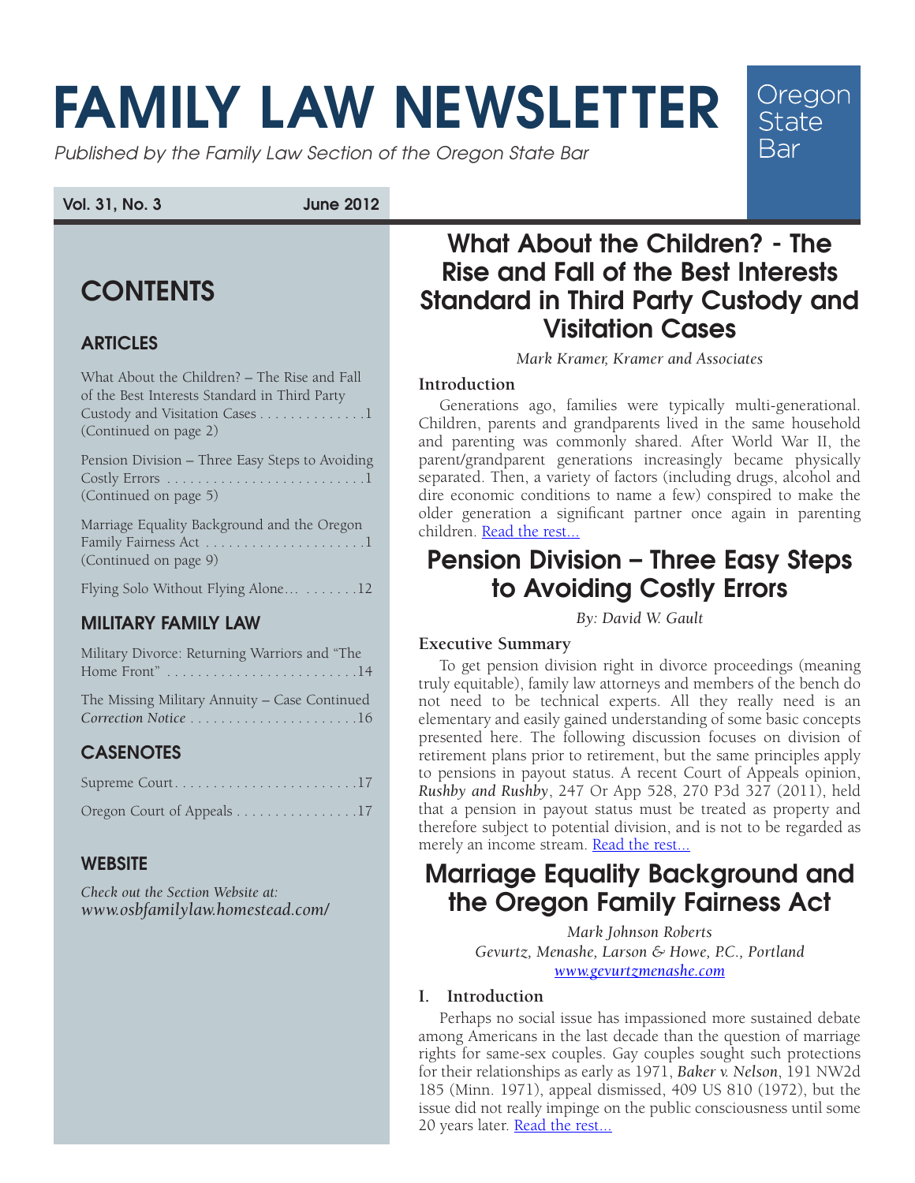# FAMILY LAW NEWSLETTER

*Published by the Family Law Section of the Oregon State Bar*

Oregon State Bar

**Vol. 31, No. 3** **June 2012**

## CONTENTS

### ARTICLES

What About the Children? – The Rise and Fall of the Best Interests Standard in Third Party Custody and Visitation Cases . . . . . . . . . . . . . .1 (Continued on page 2)

Pension Division – Three Easy Steps to Avoiding Costly Errors . . . . . . . . . . . . . . . . . . . . . . . . . .1 (Continued on page 5)

Marriage Equality Background and the Oregon Family Fairness Act . . . . . . . . . . . . . . . . . . . . .1 (Continued on page 9)

Flying Solo Without Flying Alone... . . . . . . .12

### MILITARY FAMILY LAW

Military Divorce: Returning Warriors and "The Home Front" . . . . . . . . . . . . . . . . . . . . . . . . .14

The Missing Military Annuity – Case Continued *Correction Notice* . . . . . . . . . . . . . . . . . . . . . .16

### CASENOTES

Supreme Court. . . . . . . . . . . . . . . . . . . . . . . .17

Oregon Court of Appeals . . . . . . . . . . . . . . . .17

### WEBSITE

*Check out the Section Website at:*
*www.osbfamilylaw.homestead.com/*

## What About the Children? - The Rise and Fall of the Best Interests Standard in Third Party Custody and Visitation Cases

*Mark Kramer, Kramer and Associates*

**Introduction**

Generations ago, families were typically multi-generational. Children, parents and grandparents lived in the same household and parenting was commonly shared. After World War II, the parent/grandparent generations increasingly became physically separated. Then, a variety of factors (including drugs, alcohol and dire economic conditions to name a few) conspired to make the older generation a significant partner once again in parenting children. Read the rest...

## Pension Division – Three Easy Steps to Avoiding Costly Errors

*By: David W. Gault*

**Executive Summary**

To get pension division right in divorce proceedings (meaning truly equitable), family law attorneys and members of the bench do not need to be technical experts. All they really need is an elementary and easily gained understanding of some basic concepts presented here. The following discussion focuses on division of retirement plans prior to retirement, but the same principles apply to pensions in payout status. A recent Court of Appeals opinion, ***Rushby and Rushby***, 247 Or App 528, 270 P3d 327 (2011), held that a pension in payout status must be treated as property and therefore subject to potential division, and is not to be regarded as merely an income stream. Read the rest...

## Marriage Equality Background and the Oregon Family Fairness Act

*Mark Johnson Roberts*
*Gevurtz, Menashe, Larson & Howe, P.C., Portland*
*www.gevurtzmenashe.com*

**I. Introduction**

Perhaps no social issue has impassioned more sustained debate among Americans in the last decade than the question of marriage rights for same-sex couples. Gay couples sought such protections for their relationships as early as 1971, ***Baker v. Nelson***, 191 NW2d 185 (Minn. 1971), appeal dismissed, 409 US 810 (1972), but the issue did not really impinge on the public consciousness until some 20 years later. Read the rest...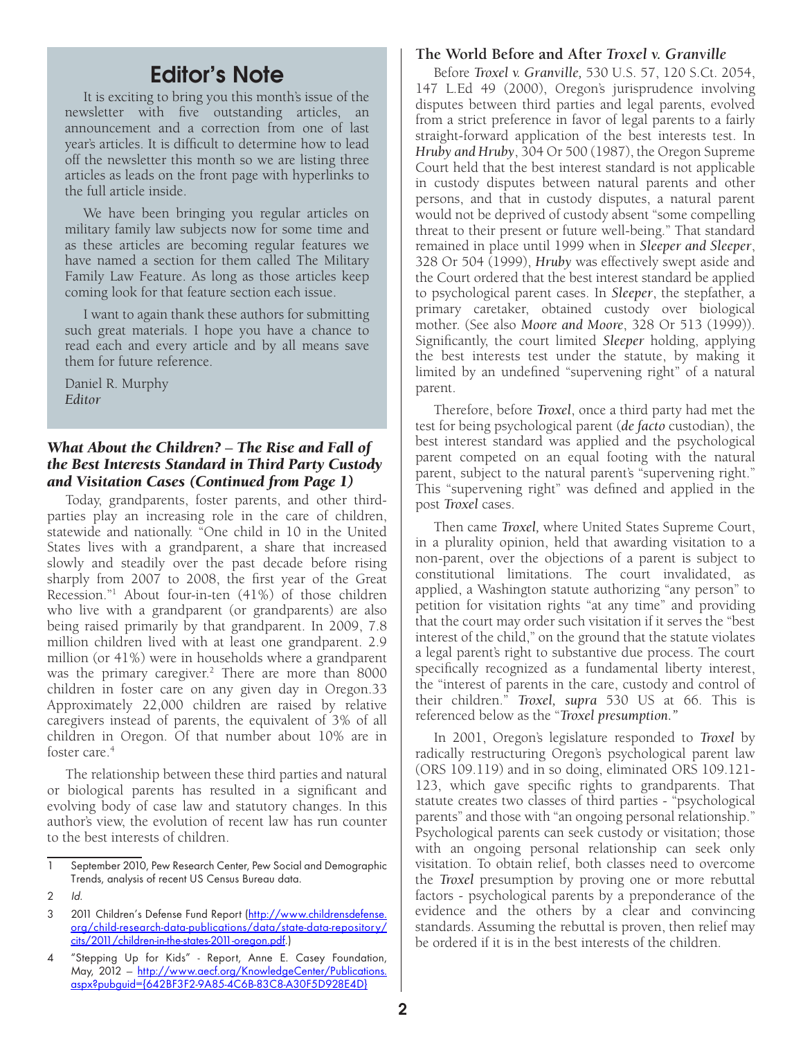## Editor's Note

It is exciting to bring you this month's issue of the newsletter with five outstanding articles, an announcement and a correction from one of last year's articles. It is difficult to determine how to lead off the newsletter this month so we are listing three articles as leads on the front page with hyperlinks to the full article inside.

We have been bringing you regular articles on military family law subjects now for some time and as these articles are becoming regular features we have named a section for them called The Military Family Law Feature. As long as those articles keep coming look for that feature section each issue.

I want to again thank these authors for submitting such great materials. I hope you have a chance to read each and every article and by all means save them for future reference.

Daniel R. Murphy
*Editor*

### *What About the Children? – The Rise and Fall of the Best Interests Standard in Third Party Custody and Visitation Cases (Continued from Page 1)*

Today, grandparents, foster parents, and other third-parties play an increasing role in the care of children, statewide and nationally. "One child in 10 in the United States lives with a grandparent, a share that increased slowly and steadily over the past decade before rising sharply from 2007 to 2008, the first year of the Great Recession."[1] About four-in-ten (41%) of those children who live with a grandparent (or grandparents) are also being raised primarily by that grandparent. In 2009, 7.8 million children lived with at least one grandparent. 2.9 million (or 41%) were in households where a grandparent was the primary caregiver.[2] There are more than 8000 children in foster care on any given day in Oregon.33 Approximately 22,000 children are raised by relative caregivers instead of parents, the equivalent of 3% of all children in Oregon. Of that number about 10% are in foster care.[4]

The relationship between these third parties and natural or biological parents has resulted in a significant and evolving body of case law and statutory changes. In this author's view, the evolution of recent law has run counter to the best interests of children.

### The World Before and After *Troxel v. Granville*

Before *Troxel v. Granville,* 530 U.S. 57, 120 S.Ct. 2054, 147 L.Ed 49 (2000), Oregon's jurisprudence involving disputes between third parties and legal parents, evolved from a strict preference in favor of legal parents to a fairly straight-forward application of the best interests test. In *Hruby and Hruby*, 304 Or 500 (1987), the Oregon Supreme Court held that the best interest standard is not applicable in custody disputes between natural parents and other persons, and that in custody disputes, a natural parent would not be deprived of custody absent "some compelling threat to their present or future well-being." That standard remained in place until 1999 when in *Sleeper and Sleeper*, 328 Or 504 (1999), *Hruby* was effectively swept aside and the Court ordered that the best interest standard be applied to psychological parent cases. In *Sleeper*, the stepfather, a primary caretaker, obtained custody over biological mother. (See also *Moore and Moore*, 328 Or 513 (1999)). Significantly, the court limited *Sleeper* holding, applying the best interests test under the statute, by making it limited by an undefined "supervening right" of a natural parent.

Therefore, before *Troxel*, once a third party had met the test for being psychological parent (*de facto* custodian), the best interest standard was applied and the psychological parent competed on an equal footing with the natural parent, subject to the natural parent's "supervening right." This "supervening right" was defined and applied in the post *Troxel* cases.

Then came *Troxel,* where United States Supreme Court, in a plurality opinion, held that awarding visitation to a non-parent, over the objections of a parent is subject to constitutional limitations. The court invalidated, as applied, a Washington statute authorizing "any person" to petition for visitation rights "at any time" and providing that the court may order such visitation if it serves the "best interest of the child," on the ground that the statute violates a legal parent's right to substantive due process. The court specifically recognized as a fundamental liberty interest, the "interest of parents in the care, custody and control of their children." *Troxel, supra* 530 US at 66. This is referenced below as the "*Troxel presumption.*"

In 2001, Oregon's legislature responded to *Troxel* by radically restructuring Oregon's psychological parent law (ORS 109.119) and in so doing, eliminated ORS 109.121-123, which gave specific rights to grandparents. That statute creates two classes of third parties - "psychological parents" and those with "an ongoing personal relationship." Psychological parents can seek custody or visitation; those with an ongoing personal relationship can seek only visitation. To obtain relief, both classes need to overcome the *Troxel* presumption by proving one or more rebuttal factors - psychological parents by a preponderance of the evidence and the others by a clear and convincing standards. Assuming the rebuttal is proven, then relief may be ordered if it is in the best interests of the children.

---

1 September 2010, Pew Research Center, Pew Social and Demographic Trends, analysis of recent US Census Bureau data.

2 *Id.*

3 2011 Children's Defense Fund Report (http://www.childrensdefense.org/child-research-data-publications/data/state-data-repository/cits/2011/children-in-the-states-2011-oregon.pdf.)

4 "Stepping Up for Kids" - Report, Anne E. Casey Foundation, May, 2012 – http://www.aecf.org/KnowledgeCenter/Publications.aspx?pubguid={642BF3F2-9A85-4C6B-83C8-A30F5D928E4D}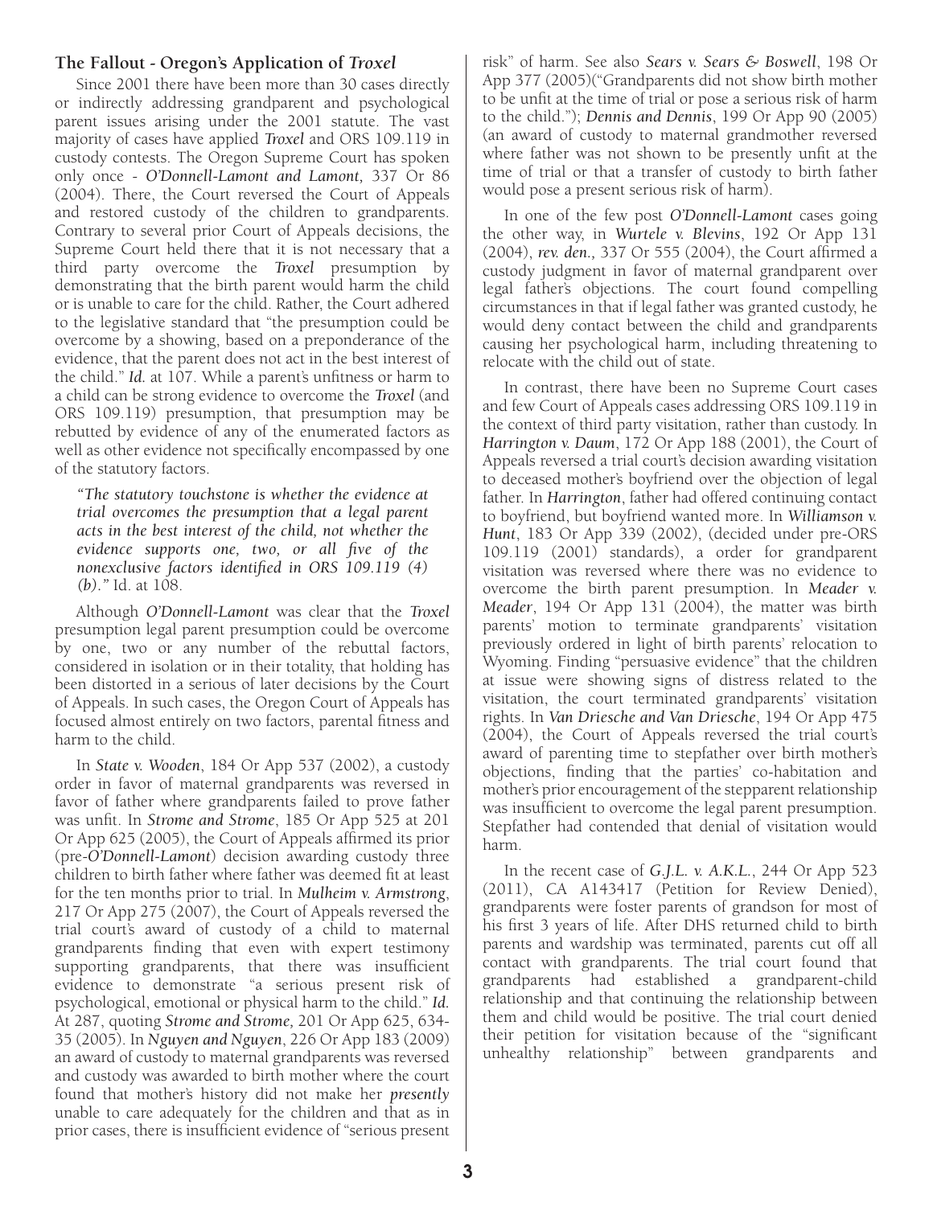## The Fallout - Oregon's Application of *Troxel*

Since 2001 there have been more than 30 cases directly or indirectly addressing grandparent and psychological parent issues arising under the 2001 statute. The vast majority of cases have applied *Troxel* and ORS 109.119 in custody contests. The Oregon Supreme Court has spoken only once - *O'Donnell-Lamont and Lamont,* 337 Or 86 (2004). There, the Court reversed the Court of Appeals and restored custody of the children to grandparents. Contrary to several prior Court of Appeals decisions, the Supreme Court held there that it is not necessary that a third party overcome the *Troxel* presumption by demonstrating that the birth parent would harm the child or is unable to care for the child. Rather, the Court adhered to the legislative standard that "the presumption could be overcome by a showing, based on a preponderance of the evidence, that the parent does not act in the best interest of the child." *Id.* at 107. While a parent's unfitness or harm to a child can be strong evidence to overcome the *Troxel* (and ORS 109.119) presumption, that presumption may be rebutted by evidence of any of the enumerated factors as well as other evidence not specifically encompassed by one of the statutory factors.

> *"The statutory touchstone is whether the evidence at trial overcomes the presumption that a legal parent acts in the best interest of the child, not whether the evidence supports one, two, or all five of the nonexclusive factors identified in ORS 109.119 (4) (b)."* Id. at 108.

Although *O'Donnell-Lamont* was clear that the *Troxel* presumption legal parent presumption could be overcome by one, two or any number of the rebuttal factors, considered in isolation or in their totality, that holding has been distorted in a serious of later decisions by the Court of Appeals. In such cases, the Oregon Court of Appeals has focused almost entirely on two factors, parental fitness and harm to the child.

In *State v. Wooden*, 184 Or App 537 (2002), a custody order in favor of maternal grandparents was reversed in favor of father where grandparents failed to prove father was unfit. In *Strome and Strome*, 185 Or App 525 at 201 Or App 625 (2005), the Court of Appeals affirmed its prior (pre-*O'Donnell-Lamont*) decision awarding custody three children to birth father where father was deemed fit at least for the ten months prior to trial. In *Mulheim v. Armstrong*, 217 Or App 275 (2007), the Court of Appeals reversed the trial court's award of custody of a child to maternal grandparents finding that even with expert testimony supporting grandparents, that there was insufficient evidence to demonstrate "a serious present risk of psychological, emotional or physical harm to the child." *Id.* At 287, quoting *Strome and Strome,* 201 Or App 625, 634-35 (2005). In *Nguyen and Nguyen*, 226 Or App 183 (2009) an award of custody to maternal grandparents was reversed and custody was awarded to birth mother where the court found that mother's history did not make her *presently* unable to care adequately for the children and that as in prior cases, there is insufficient evidence of "serious present risk" of harm. See also *Sears v. Sears & Boswell*, 198 Or App 377 (2005)("Grandparents did not show birth mother to be unfit at the time of trial or pose a serious risk of harm to the child."); *Dennis and Dennis*, 199 Or App 90 (2005) (an award of custody to maternal grandmother reversed where father was not shown to be presently unfit at the time of trial or that a transfer of custody to birth father would pose a present serious risk of harm).

In one of the few post *O'Donnell-Lamont* cases going the other way, in *Wurtele v. Blevins*, 192 Or App 131 (2004), *rev. den.,* 337 Or 555 (2004), the Court affirmed a custody judgment in favor of maternal grandparent over legal father's objections. The court found compelling circumstances in that if legal father was granted custody, he would deny contact between the child and grandparents causing her psychological harm, including threatening to relocate with the child out of state.

In contrast, there have been no Supreme Court cases and few Court of Appeals cases addressing ORS 109.119 in the context of third party visitation, rather than custody. In *Harrington v. Daum*, 172 Or App 188 (2001), the Court of Appeals reversed a trial court's decision awarding visitation to deceased mother's boyfriend over the objection of legal father. In *Harrington*, father had offered continuing contact to boyfriend, but boyfriend wanted more. In *Williamson v. Hunt*, 183 Or App 339 (2002), (decided under pre-ORS 109.119 (2001) standards), a order for grandparent visitation was reversed where there was no evidence to overcome the birth parent presumption. In *Meader v. Meader*, 194 Or App 131 (2004), the matter was birth parents' motion to terminate grandparents' visitation previously ordered in light of birth parents' relocation to Wyoming. Finding "persuasive evidence" that the children at issue were showing signs of distress related to the visitation, the court terminated grandparents' visitation rights. In *Van Driesche and Van Driesche*, 194 Or App 475 (2004), the Court of Appeals reversed the trial court's award of parenting time to stepfather over birth mother's objections, finding that the parties' co-habitation and mother's prior encouragement of the stepparent relationship was insufficient to overcome the legal parent presumption. Stepfather had contended that denial of visitation would harm.

In the recent case of *G.J.L. v. A.K.L.*, 244 Or App 523 (2011), CA A143417 (Petition for Review Denied), grandparents were foster parents of grandson for most of his first 3 years of life. After DHS returned child to birth parents and wardship was terminated, parents cut off all contact with grandparents. The trial court found that grandparents had established a grandparent-child relationship and that continuing the relationship between them and child would be positive. The trial court denied their petition for visitation because of the "significant unhealthy relationship" between grandparents and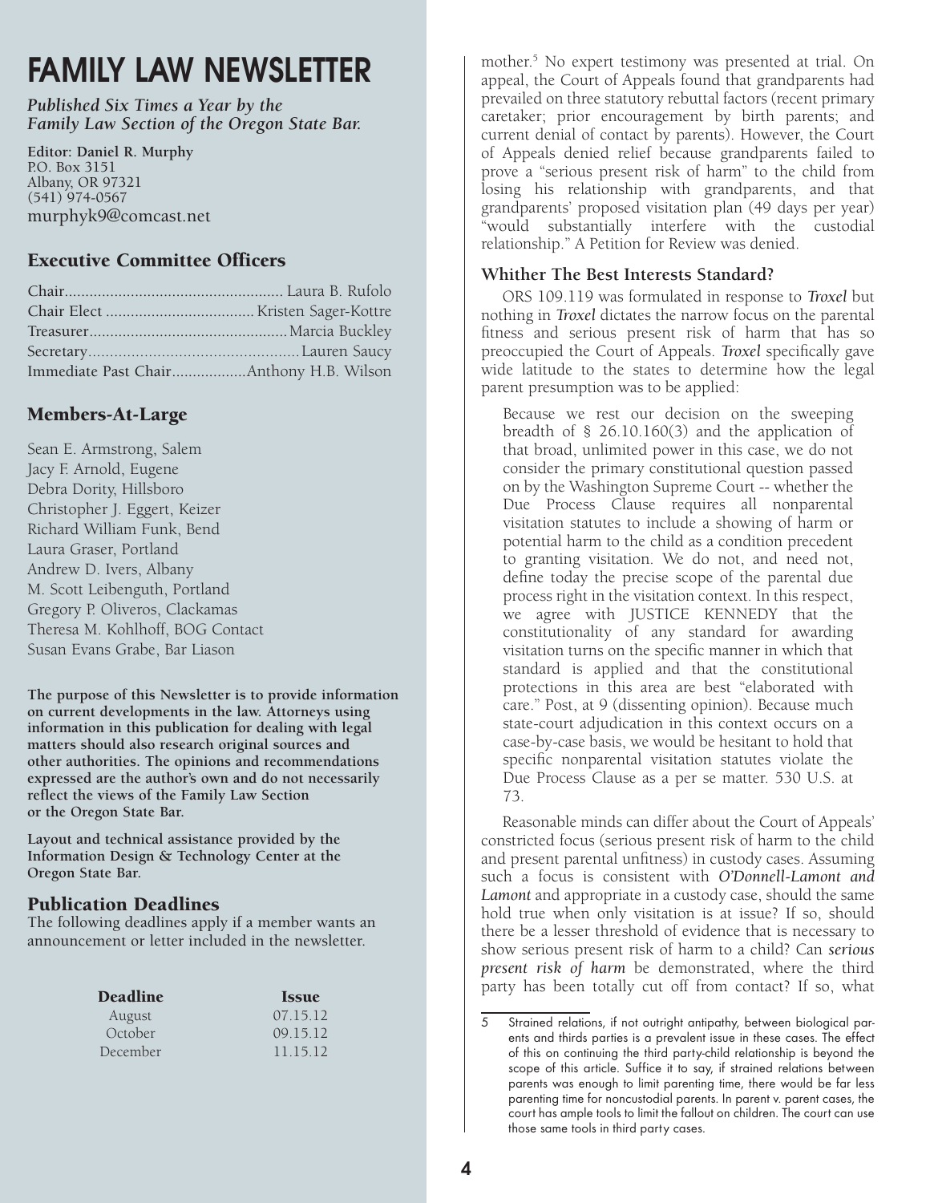# FAMILY LAW NEWSLETTER

***Published Six Times a Year by the Family Law Section of the Oregon State Bar.***

**Editor: Daniel R. Murphy**
P.O. Box 3151
Albany, OR 97321
(541) 974-0567
murphyk9@comcast.net

## Executive Committee Officers

Chair.................................................... Laura B. Rufolo
Chair Elect ................................... Kristen Sager-Kottre
Treasurer............................................... Marcia Buckley
Secretary................................................ Lauren Saucy
Immediate Past Chair.................Anthony H.B. Wilson

## Members-At-Large

Sean E. Armstrong, Salem
Jacy F. Arnold, Eugene
Debra Dority, Hillsboro
Christopher J. Eggert, Keizer
Richard William Funk, Bend
Laura Graser, Portland
Andrew D. Ivers, Albany
M. Scott Leibenguth, Portland
Gregory P. Oliveros, Clackamas
Theresa M. Kohlhoff, BOG Contact
Susan Evans Grabe, Bar Liason

**The purpose of this Newsletter is to provide information on current developments in the law. Attorneys using information in this publication for dealing with legal matters should also research original sources and other authorities. The opinions and recommendations expressed are the author's own and do not necessarily reflect the views of the Family Law Section or the Oregon State Bar.**

**Layout and technical assistance provided by the Information Design & Technology Center at the Oregon State Bar.**

## Publication Deadlines

The following deadlines apply if a member wants an announcement or letter included in the newsletter.

| Deadline | Issue |
|---|---|
| August | 07.15.12 |
| October | 09.15.12 |
| December | 11.15.12 |

mother.[5] No expert testimony was presented at trial. On appeal, the Court of Appeals found that grandparents had prevailed on three statutory rebuttal factors (recent primary caretaker; prior encouragement by birth parents; and current denial of contact by parents). However, the Court of Appeals denied relief because grandparents failed to prove a "serious present risk of harm" to the child from losing his relationship with grandparents, and that grandparents' proposed visitation plan (49 days per year) "would substantially interfere with the custodial relationship." A Petition for Review was denied.

### Whither The Best Interests Standard?

ORS 109.119 was formulated in response to ***Troxel*** but nothing in ***Troxel*** dictates the narrow focus on the parental fitness and serious present risk of harm that has so preoccupied the Court of Appeals. ***Troxel*** specifically gave wide latitude to the states to determine how the legal parent presumption was to be applied:

> Because we rest our decision on the sweeping breadth of § 26.10.160(3) and the application of that broad, unlimited power in this case, we do not consider the primary constitutional question passed on by the Washington Supreme Court -- whether the Due Process Clause requires all nonparental visitation statutes to include a showing of harm or potential harm to the child as a condition precedent to granting visitation. We do not, and need not, define today the precise scope of the parental due process right in the visitation context. In this respect, we agree with JUSTICE KENNEDY that the constitutionality of any standard for awarding visitation turns on the specific manner in which that standard is applied and that the constitutional protections in this area are best "elaborated with care." Post, at 9 (dissenting opinion). Because much state-court adjudication in this context occurs on a case-by-case basis, we would be hesitant to hold that specific nonparental visitation statutes violate the Due Process Clause as a per se matter. 530 U.S. at 73.

Reasonable minds can differ about the Court of Appeals' constricted focus (serious present risk of harm to the child and present parental unfitness) in custody cases. Assuming such a focus is consistent with ***O'Donnell-Lamont and Lamont*** and appropriate in a custody case, should the same hold true when only visitation is at issue? If so, should there be a lesser threshold of evidence that is necessary to show serious present risk of harm to a child? Can ***serious present risk of harm*** be demonstrated, where the third party has been totally cut off from contact? If so, what

---

5 Strained relations, if not outright antipathy, between biological parents and thirds parties is a prevalent issue in these cases. The effect of this on continuing the third party-child relationship is beyond the scope of this article. Suffice it to say, if strained relations between parents was enough to limit parenting time, there would be far less parenting time for noncustodial parents. In parent v. parent cases, the court has ample tools to limit the fallout on children. The court can use those same tools in third party cases.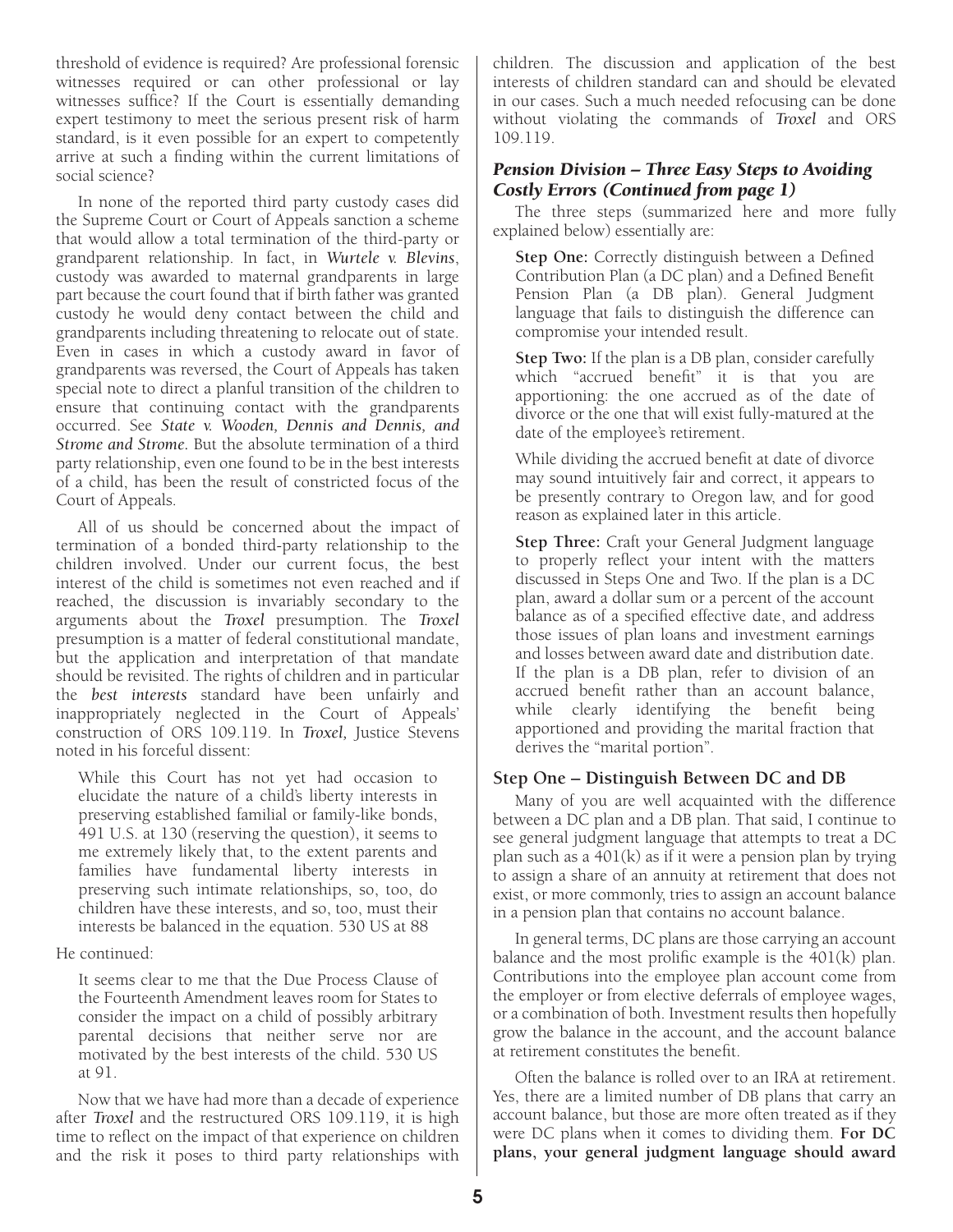threshold of evidence is required? Are professional forensic witnesses required or can other professional or lay witnesses suffice? If the Court is essentially demanding expert testimony to meet the serious present risk of harm standard, is it even possible for an expert to competently arrive at such a finding within the current limitations of social science?

In none of the reported third party custody cases did the Supreme Court or Court of Appeals sanction a scheme that would allow a total termination of the third-party or grandparent relationship. In fact, in ***Wurtele v. Blevins***, custody was awarded to maternal grandparents in large part because the court found that if birth father was granted custody he would deny contact between the child and grandparents including threatening to relocate out of state. Even in cases in which a custody award in favor of grandparents was reversed, the Court of Appeals has taken special note to direct a planful transition of the children to ensure that continuing contact with the grandparents occurred. See ***State v. Wooden, Dennis and Dennis, and Strome and Strome.*** But the absolute termination of a third party relationship, even one found to be in the best interests of a child, has been the result of constricted focus of the Court of Appeals.

All of us should be concerned about the impact of termination of a bonded third-party relationship to the children involved. Under our current focus, the best interest of the child is sometimes not even reached and if reached, the discussion is invariably secondary to the arguments about the ***Troxel*** presumption. The ***Troxel*** presumption is a matter of federal constitutional mandate, but the application and interpretation of that mandate should be revisited. The rights of children and in particular the ***best interests*** standard have been unfairly and inappropriately neglected in the Court of Appeals' construction of ORS 109.119. In ***Troxel,*** Justice Stevens noted in his forceful dissent:

> While this Court has not yet had occasion to elucidate the nature of a child's liberty interests in preserving established familial or family-like bonds, 491 U.S. at 130 (reserving the question), it seems to me extremely likely that, to the extent parents and families have fundamental liberty interests in preserving such intimate relationships, so, too, do children have these interests, and so, too, must their interests be balanced in the equation. 530 US at 88

He continued:

> It seems clear to me that the Due Process Clause of the Fourteenth Amendment leaves room for States to consider the impact on a child of possibly arbitrary parental decisions that neither serve nor are motivated by the best interests of the child. 530 US at 91.

Now that we have had more than a decade of experience after ***Troxel*** and the restructured ORS 109.119, it is high time to reflect on the impact of that experience on children and the risk it poses to third party relationships with children. The discussion and application of the best interests of children standard can and should be elevated in our cases. Such a much needed refocusing can be done without violating the commands of ***Troxel*** and ORS 109.119.

### *Pension Division – Three Easy Steps to Avoiding Costly Errors (Continued from page 1)*

The three steps (summarized here and more fully explained below) essentially are:

> **Step One:** Correctly distinguish between a Defined Contribution Plan (a DC plan) and a Defined Benefit Pension Plan (a DB plan). General Judgment language that fails to distinguish the difference can compromise your intended result.
>
> **Step Two:** If the plan is a DB plan, consider carefully which "accrued benefit" it is that you are apportioning: the one accrued as of the date of divorce or the one that will exist fully-matured at the date of the employee's retirement.
>
> While dividing the accrued benefit at date of divorce may sound intuitively fair and correct, it appears to be presently contrary to Oregon law, and for good reason as explained later in this article.
>
> **Step Three:** Craft your General Judgment language to properly reflect your intent with the matters discussed in Steps One and Two. If the plan is a DC plan, award a dollar sum or a percent of the account balance as of a specified effective date, and address those issues of plan loans and investment earnings and losses between award date and distribution date. If the plan is a DB plan, refer to division of an accrued benefit rather than an account balance, while clearly identifying the benefit being apportioned and providing the marital fraction that derives the "marital portion".

### Step One – Distinguish Between DC and DB

Many of you are well acquainted with the difference between a DC plan and a DB plan. That said, I continue to see general judgment language that attempts to treat a DC plan such as a 401(k) as if it were a pension plan by trying to assign a share of an annuity at retirement that does not exist, or more commonly, tries to assign an account balance in a pension plan that contains no account balance.

In general terms, DC plans are those carrying an account balance and the most prolific example is the 401(k) plan. Contributions into the employee plan account come from the employer or from elective deferrals of employee wages, or a combination of both. Investment results then hopefully grow the balance in the account, and the account balance at retirement constitutes the benefit.

Often the balance is rolled over to an IRA at retirement. Yes, there are a limited number of DB plans that carry an account balance, but those are more often treated as if they were DC plans when it comes to dividing them. **For DC plans, your general judgment language should award**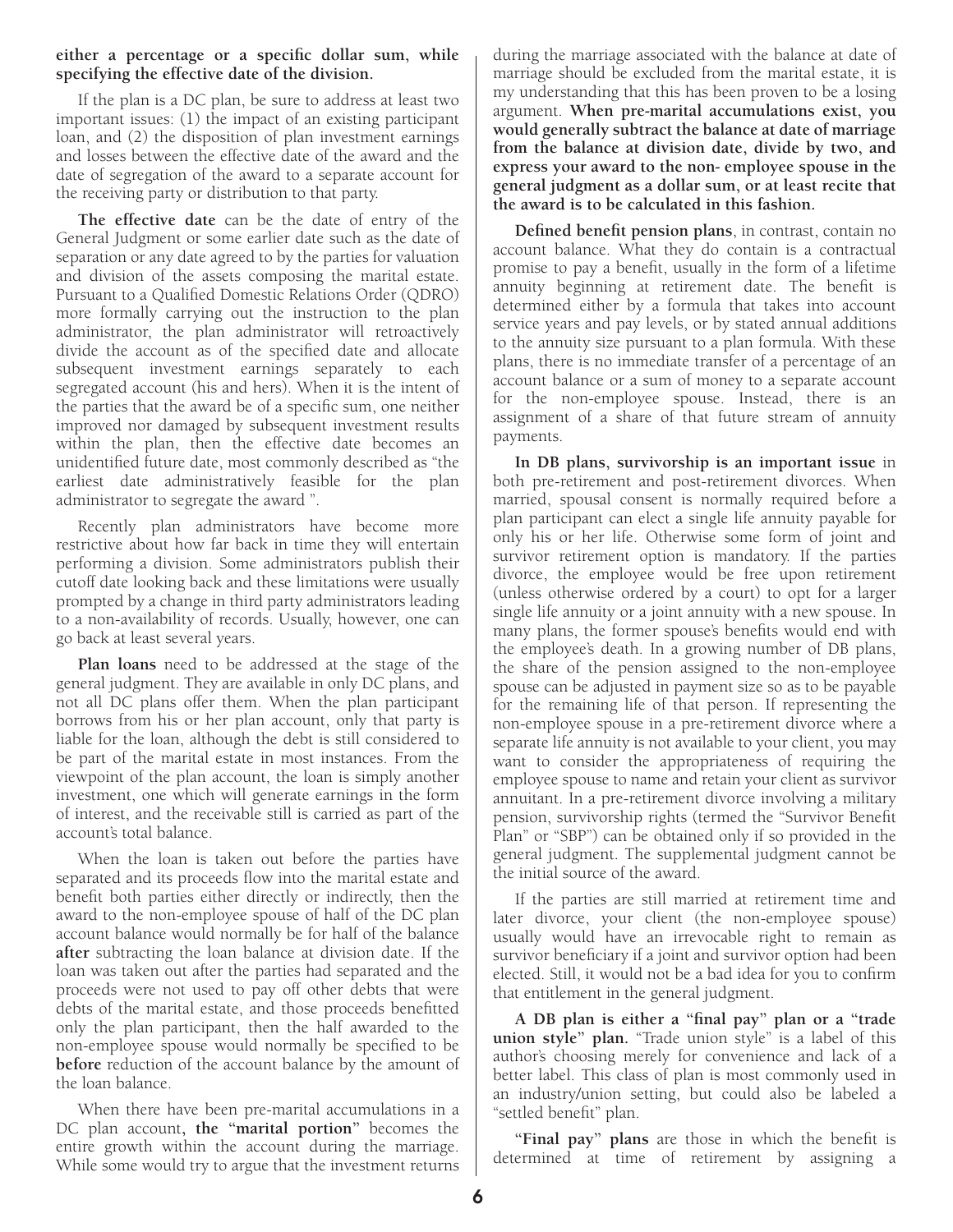**either a percentage or a specific dollar sum, while specifying the effective date of the division.**

If the plan is a DC plan, be sure to address at least two important issues: (1) the impact of an existing participant loan, and (2) the disposition of plan investment earnings and losses between the effective date of the award and the date of segregation of the award to a separate account for the receiving party or distribution to that party.

**The effective date** can be the date of entry of the General Judgment or some earlier date such as the date of separation or any date agreed to by the parties for valuation and division of the assets composing the marital estate. Pursuant to a Qualified Domestic Relations Order (QDRO) more formally carrying out the instruction to the plan administrator, the plan administrator will retroactively divide the account as of the specified date and allocate subsequent investment earnings separately to each segregated account (his and hers). When it is the intent of the parties that the award be of a specific sum, one neither improved nor damaged by subsequent investment results within the plan, then the effective date becomes an unidentified future date, most commonly described as "the earliest date administratively feasible for the plan administrator to segregate the award ".

Recently plan administrators have become more restrictive about how far back in time they will entertain performing a division. Some administrators publish their cutoff date looking back and these limitations were usually prompted by a change in third party administrators leading to a non-availability of records. Usually, however, one can go back at least several years.

**Plan loans** need to be addressed at the stage of the general judgment. They are available in only DC plans, and not all DC plans offer them. When the plan participant borrows from his or her plan account, only that party is liable for the loan, although the debt is still considered to be part of the marital estate in most instances. From the viewpoint of the plan account, the loan is simply another investment, one which will generate earnings in the form of interest, and the receivable still is carried as part of the account's total balance.

When the loan is taken out before the parties have separated and its proceeds flow into the marital estate and benefit both parties either directly or indirectly, then the award to the non-employee spouse of half of the DC plan account balance would normally be for half of the balance **after** subtracting the loan balance at division date. If the loan was taken out after the parties had separated and the proceeds were not used to pay off other debts that were debts of the marital estate, and those proceeds benefitted only the plan participant, then the half awarded to the non-employee spouse would normally be specified to be **before** reduction of the account balance by the amount of the loan balance.

When there have been pre-marital accumulations in a DC plan account**, the "marital portion"** becomes the entire growth within the account during the marriage. While some would try to argue that the investment returns during the marriage associated with the balance at date of marriage should be excluded from the marital estate, it is my understanding that this has been proven to be a losing argument. **When pre-marital accumulations exist, you would generally subtract the balance at date of marriage from the balance at division date, divide by two, and express your award to the non- employee spouse in the general judgment as a dollar sum, or at least recite that the award is to be calculated in this fashion.**

**Defined benefit pension plans**, in contrast, contain no account balance. What they do contain is a contractual promise to pay a benefit, usually in the form of a lifetime annuity beginning at retirement date. The benefit is determined either by a formula that takes into account service years and pay levels, or by stated annual additions to the annuity size pursuant to a plan formula. With these plans, there is no immediate transfer of a percentage of an account balance or a sum of money to a separate account for the non-employee spouse. Instead, there is an assignment of a share of that future stream of annuity payments.

**In DB plans, survivorship is an important issue** in both pre-retirement and post-retirement divorces. When married, spousal consent is normally required before a plan participant can elect a single life annuity payable for only his or her life. Otherwise some form of joint and survivor retirement option is mandatory. If the parties divorce, the employee would be free upon retirement (unless otherwise ordered by a court) to opt for a larger single life annuity or a joint annuity with a new spouse. In many plans, the former spouse's benefits would end with the employee's death. In a growing number of DB plans, the share of the pension assigned to the non-employee spouse can be adjusted in payment size so as to be payable for the remaining life of that person. If representing the non-employee spouse in a pre-retirement divorce where a separate life annuity is not available to your client, you may want to consider the appropriateness of requiring the employee spouse to name and retain your client as survivor annuitant. In a pre-retirement divorce involving a military pension, survivorship rights (termed the "Survivor Benefit Plan" or "SBP") can be obtained only if so provided in the general judgment. The supplemental judgment cannot be the initial source of the award.

If the parties are still married at retirement time and later divorce, your client (the non-employee spouse) usually would have an irrevocable right to remain as survivor beneficiary if a joint and survivor option had been elected. Still, it would not be a bad idea for you to confirm that entitlement in the general judgment.

**A DB plan is either a "final pay" plan or a "trade union style" plan.** "Trade union style" is a label of this author's choosing merely for convenience and lack of a better label. This class of plan is most commonly used in an industry/union setting, but could also be labeled a "settled benefit" plan.

**"Final pay" plans** are those in which the benefit is determined at time of retirement by assigning a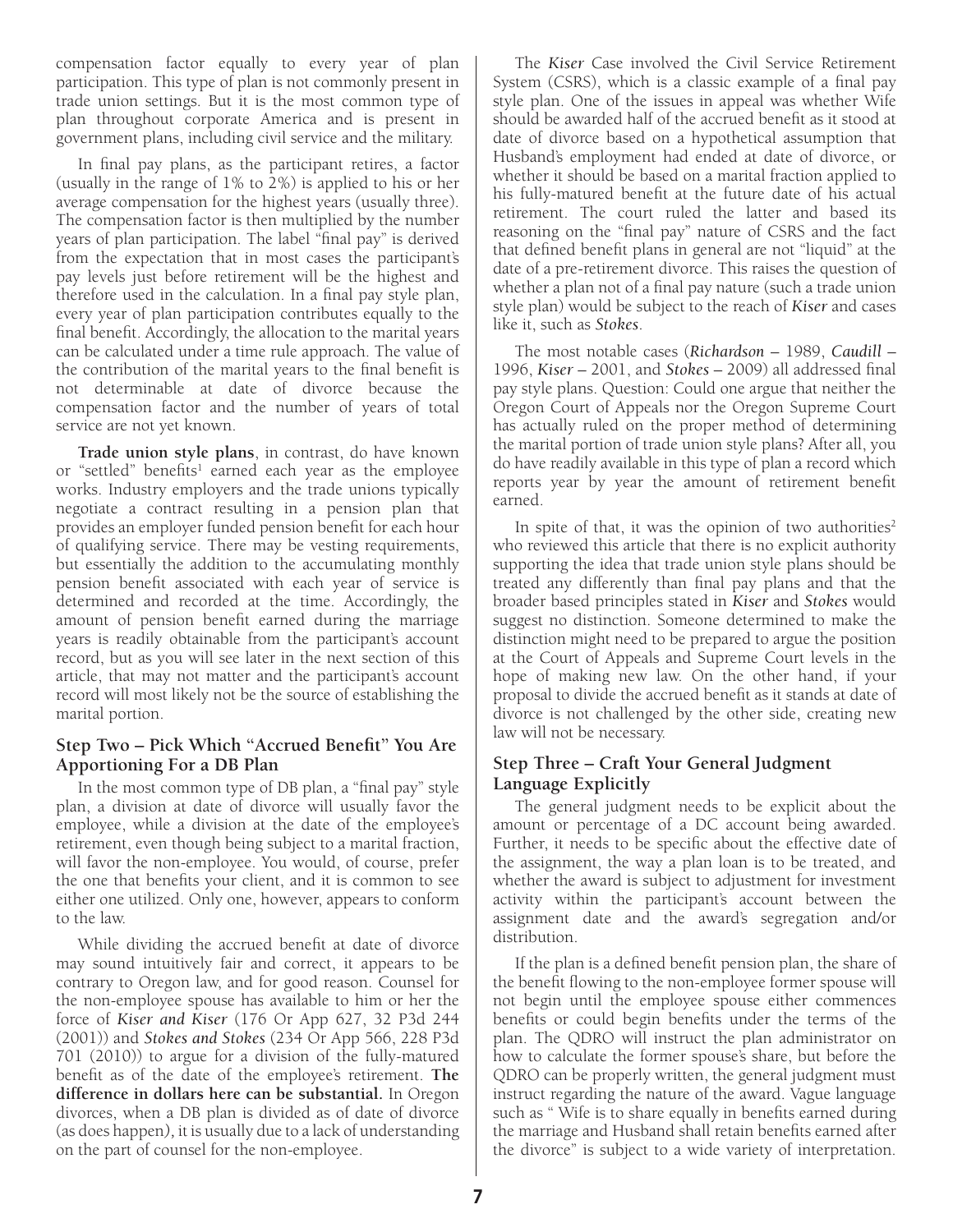compensation factor equally to every year of plan participation. This type of plan is not commonly present in trade union settings. But it is the most common type of plan throughout corporate America and is present in government plans, including civil service and the military.

In final pay plans, as the participant retires, a factor (usually in the range of 1% to 2%) is applied to his or her average compensation for the highest years (usually three). The compensation factor is then multiplied by the number years of plan participation. The label "final pay" is derived from the expectation that in most cases the participant's pay levels just before retirement will be the highest and therefore used in the calculation. In a final pay style plan, every year of plan participation contributes equally to the final benefit. Accordingly, the allocation to the marital years can be calculated under a time rule approach. The value of the contribution of the marital years to the final benefit is not determinable at date of divorce because the compensation factor and the number of years of total service are not yet known.

**Trade union style plans**, in contrast, do have known or "settled" benefits[1] earned each year as the employee works. Industry employers and the trade unions typically negotiate a contract resulting in a pension plan that provides an employer funded pension benefit for each hour of qualifying service. There may be vesting requirements, but essentially the addition to the accumulating monthly pension benefit associated with each year of service is determined and recorded at the time. Accordingly, the amount of pension benefit earned during the marriage years is readily obtainable from the participant's account record, but as you will see later in the next section of this article, that may not matter and the participant's account record will most likely not be the source of establishing the marital portion.

### Step Two – Pick Which "Accrued Benefit" You Are Apportioning For a DB Plan

In the most common type of DB plan, a "final pay" style plan, a division at date of divorce will usually favor the employee, while a division at the date of the employee's retirement, even though being subject to a marital fraction, will favor the non-employee. You would, of course, prefer the one that benefits your client, and it is common to see either one utilized. Only one, however, appears to conform to the law.

While dividing the accrued benefit at date of divorce may sound intuitively fair and correct, it appears to be contrary to Oregon law, and for good reason. Counsel for the non-employee spouse has available to him or her the force of *Kiser and Kiser* (176 Or App 627, 32 P3d 244 (2001)) and *Stokes and Stokes* (234 Or App 566, 228 P3d 701 (2010)) to argue for a division of the fully-matured benefit as of the date of the employee's retirement. **The difference in dollars here can be substantial.** In Oregon divorces, when a DB plan is divided as of date of divorce (as does happen), it is usually due to a lack of understanding on the part of counsel for the non-employee.

The *Kiser* Case involved the Civil Service Retirement System (CSRS), which is a classic example of a final pay style plan. One of the issues in appeal was whether Wife should be awarded half of the accrued benefit as it stood at date of divorce based on a hypothetical assumption that Husband's employment had ended at date of divorce, or whether it should be based on a marital fraction applied to his fully-matured benefit at the future date of his actual retirement. The court ruled the latter and based its reasoning on the "final pay" nature of CSRS and the fact that defined benefit plans in general are not "liquid" at the date of a pre-retirement divorce. This raises the question of whether a plan not of a final pay nature (such a trade union style plan) would be subject to the reach of *Kiser* and cases like it, such as *Stokes*.

The most notable cases (*Richardson* – 1989, *Caudill* – 1996, *Kiser* – 2001, and *Stokes* – 2009) all addressed final pay style plans. Question: Could one argue that neither the Oregon Court of Appeals nor the Oregon Supreme Court has actually ruled on the proper method of determining the marital portion of trade union style plans? After all, you do have readily available in this type of plan a record which reports year by year the amount of retirement benefit earned.

In spite of that, it was the opinion of two authorities[2] who reviewed this article that there is no explicit authority supporting the idea that trade union style plans should be treated any differently than final pay plans and that the broader based principles stated in *Kiser* and *Stokes* would suggest no distinction. Someone determined to make the distinction might need to be prepared to argue the position at the Court of Appeals and Supreme Court levels in the hope of making new law. On the other hand, if your proposal to divide the accrued benefit as it stands at date of divorce is not challenged by the other side, creating new law will not be necessary.

### Step Three – Craft Your General Judgment Language Explicitly

The general judgment needs to be explicit about the amount or percentage of a DC account being awarded. Further, it needs to be specific about the effective date of the assignment, the way a plan loan is to be treated, and whether the award is subject to adjustment for investment activity within the participant's account between the assignment date and the award's segregation and/or distribution.

If the plan is a defined benefit pension plan, the share of the benefit flowing to the non-employee former spouse will not begin until the employee spouse either commences benefits or could begin benefits under the terms of the plan. The QDRO will instruct the plan administrator on how to calculate the former spouse's share, but before the QDRO can be properly written, the general judgment must instruct regarding the nature of the award. Vague language such as " Wife is to share equally in benefits earned during the marriage and Husband shall retain benefits earned after the divorce" is subject to a wide variety of interpretation.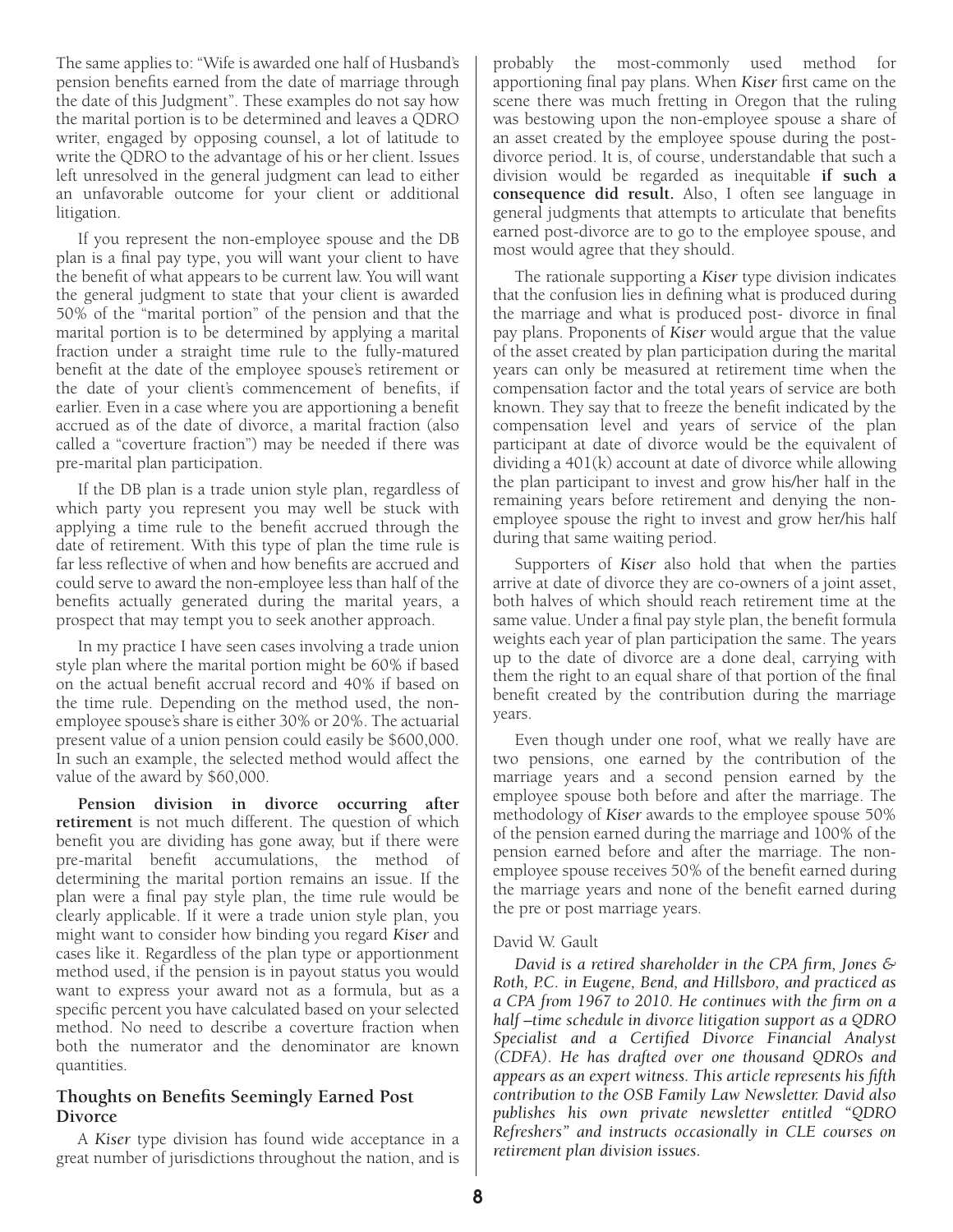The same applies to: "Wife is awarded one half of Husband's pension benefits earned from the date of marriage through the date of this Judgment". These examples do not say how the marital portion is to be determined and leaves a QDRO writer, engaged by opposing counsel, a lot of latitude to write the QDRO to the advantage of his or her client. Issues left unresolved in the general judgment can lead to either an unfavorable outcome for your client or additional litigation.

If you represent the non-employee spouse and the DB plan is a final pay type, you will want your client to have the benefit of what appears to be current law. You will want the general judgment to state that your client is awarded 50% of the "marital portion" of the pension and that the marital portion is to be determined by applying a marital fraction under a straight time rule to the fully-matured benefit at the date of the employee spouse's retirement or the date of your client's commencement of benefits, if earlier. Even in a case where you are apportioning a benefit accrued as of the date of divorce, a marital fraction (also called a "coverture fraction") may be needed if there was pre-marital plan participation.

If the DB plan is a trade union style plan, regardless of which party you represent you may well be stuck with applying a time rule to the benefit accrued through the date of retirement. With this type of plan the time rule is far less reflective of when and how benefits are accrued and could serve to award the non-employee less than half of the benefits actually generated during the marital years, a prospect that may tempt you to seek another approach.

In my practice I have seen cases involving a trade union style plan where the marital portion might be 60% if based on the actual benefit accrual record and 40% if based on the time rule. Depending on the method used, the non-employee spouse's share is either 30% or 20%. The actuarial present value of a union pension could easily be $600,000. In such an example, the selected method would affect the value of the award by $60,000.

**Pension division in divorce occurring after retirement** is not much different. The question of which benefit you are dividing has gone away, but if there were pre-marital benefit accumulations, the method of determining the marital portion remains an issue. If the plan were a final pay style plan, the time rule would be clearly applicable. If it were a trade union style plan, you might want to consider how binding you regard *Kiser* and cases like it. Regardless of the plan type or apportionment method used, if the pension is in payout status you would want to express your award not as a formula, but as a specific percent you have calculated based on your selected method. No need to describe a coverture fraction when both the numerator and the denominator are known quantities.

## Thoughts on Benefits Seemingly Earned Post Divorce

A *Kiser* type division has found wide acceptance in a great number of jurisdictions throughout the nation, and is probably the most-commonly used method for apportioning final pay plans. When *Kiser* first came on the scene there was much fretting in Oregon that the ruling was bestowing upon the non-employee spouse a share of an asset created by the employee spouse during the post-divorce period. It is, of course, understandable that such a division would be regarded as inequitable **if such a consequence did result.** Also, I often see language in general judgments that attempts to articulate that benefits earned post-divorce are to go to the employee spouse, and most would agree that they should.

The rationale supporting a *Kiser* type division indicates that the confusion lies in defining what is produced during the marriage and what is produced post- divorce in final pay plans. Proponents of *Kiser* would argue that the value of the asset created by plan participation during the marital years can only be measured at retirement time when the compensation factor and the total years of service are both known. They say that to freeze the benefit indicated by the compensation level and years of service of the plan participant at date of divorce would be the equivalent of dividing a 401(k) account at date of divorce while allowing the plan participant to invest and grow his/her half in the remaining years before retirement and denying the non-employee spouse the right to invest and grow her/his half during that same waiting period.

Supporters of *Kiser* also hold that when the parties arrive at date of divorce they are co-owners of a joint asset, both halves of which should reach retirement time at the same value. Under a final pay style plan, the benefit formula weights each year of plan participation the same. The years up to the date of divorce are a done deal, carrying with them the right to an equal share of that portion of the final benefit created by the contribution during the marriage years.

Even though under one roof, what we really have are two pensions, one earned by the contribution of the marriage years and a second pension earned by the employee spouse both before and after the marriage. The methodology of *Kiser* awards to the employee spouse 50% of the pension earned during the marriage and 100% of the pension earned before and after the marriage. The non-employee spouse receives 50% of the benefit earned during the marriage years and none of the benefit earned during the pre or post marriage years.

David W. Gault

*David is a retired shareholder in the CPA firm, Jones & Roth, P.C. in Eugene, Bend, and Hillsboro, and practiced as a CPA from 1967 to 2010. He continues with the firm on a half –time schedule in divorce litigation support as a QDRO Specialist and a Certified Divorce Financial Analyst (CDFA). He has drafted over one thousand QDROs and appears as an expert witness. This article represents his fifth contribution to the OSB Family Law Newsletter. David also publishes his own private newsletter entitled "QDRO Refreshers" and instructs occasionally in CLE courses on retirement plan division issues.*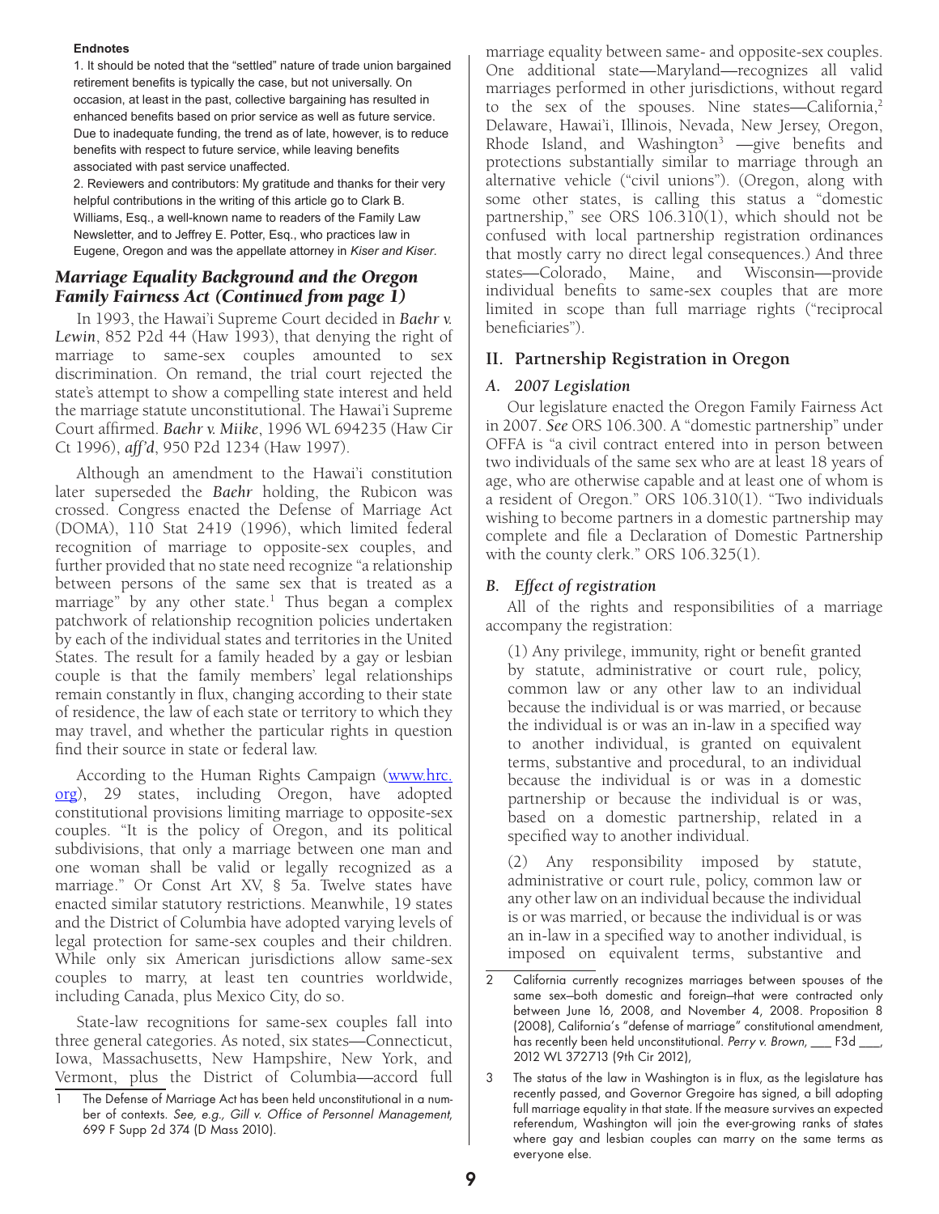**Endnotes**

1. It should be noted that the "settled" nature of trade union bargained retirement benefits is typically the case, but not universally. On occasion, at least in the past, collective bargaining has resulted in enhanced benefits based on prior service as well as future service. Due to inadequate funding, the trend as of late, however, is to reduce benefits with respect to future service, while leaving benefits associated with past service unaffected.

2. Reviewers and contributors: My gratitude and thanks for their very helpful contributions in the writing of this article go to Clark B. Williams, Esq., a well-known name to readers of the Family Law Newsletter, and to Jeffrey E. Potter, Esq., who practices law in Eugene, Oregon and was the appellate attorney in *Kiser and Kiser*.

## *Marriage Equality Background and the Oregon Family Fairness Act (Continued from page 1)*

In 1993, the Hawai'i Supreme Court decided in *Baehr v. Lewin*, 852 P2d 44 (Haw 1993), that denying the right of marriage to same-sex couples amounted to sex discrimination. On remand, the trial court rejected the state's attempt to show a compelling state interest and held the marriage statute unconstitutional. The Hawai'i Supreme Court affirmed. *Baehr v. Miike*, 1996 WL 694235 (Haw Cir Ct 1996), *aff'd*, 950 P2d 1234 (Haw 1997).

Although an amendment to the Hawai'i constitution later superseded the *Baehr* holding, the Rubicon was crossed. Congress enacted the Defense of Marriage Act (DOMA), 110 Stat 2419 (1996), which limited federal recognition of marriage to opposite-sex couples, and further provided that no state need recognize "a relationship between persons of the same sex that is treated as a marriage" by any other state.[1] Thus began a complex patchwork of relationship recognition policies undertaken by each of the individual states and territories in the United States. The result for a family headed by a gay or lesbian couple is that the family members' legal relationships remain constantly in flux, changing according to their state of residence, the law of each state or territory to which they may travel, and whether the particular rights in question find their source in state or federal law.

According to the Human Rights Campaign (www.hrc.org), 29 states, including Oregon, have adopted constitutional provisions limiting marriage to opposite-sex couples. "It is the policy of Oregon, and its political subdivisions, that only a marriage between one man and one woman shall be valid or legally recognized as a marriage." Or Const Art XV, § 5a. Twelve states have enacted similar statutory restrictions. Meanwhile, 19 states and the District of Columbia have adopted varying levels of legal protection for same-sex couples and their children. While only six American jurisdictions allow same-sex couples to marry, at least ten countries worldwide, including Canada, plus Mexico City, do so.

State-law recognitions for same-sex couples fall into three general categories. As noted, six states—Connecticut, Iowa, Massachusetts, New Hampshire, New York, and Vermont, plus the District of Columbia—accord full marriage equality between same- and opposite-sex couples. One additional state—Maryland—recognizes all valid marriages performed in other jurisdictions, without regard to the sex of the spouses. Nine states—California,[2] Delaware, Hawai'i, Illinois, Nevada, New Jersey, Oregon, Rhode Island, and Washington[3] —give benefits and protections substantially similar to marriage through an alternative vehicle ("civil unions"). (Oregon, along with some other states, is calling this status a "domestic partnership," see ORS 106.310(1), which should not be confused with local partnership registration ordinances that mostly carry no direct legal consequences.) And three states—Colorado, Maine, and Wisconsin—provide individual benefits to same-sex couples that are more limited in scope than full marriage rights ("reciprocal beneficiaries").

## II. Partnership Registration in Oregon

### *A. 2007 Legislation*

Our legislature enacted the Oregon Family Fairness Act in 2007. *See* ORS 106.300. A "domestic partnership" under OFFA is "a civil contract entered into in person between two individuals of the same sex who are at least 18 years of age, who are otherwise capable and at least one of whom is a resident of Oregon." ORS 106.310(1). "Two individuals wishing to become partners in a domestic partnership may complete and file a Declaration of Domestic Partnership with the county clerk." ORS 106.325(1).

### *B. Effect of registration*

All of the rights and responsibilities of a marriage accompany the registration:

> (1) Any privilege, immunity, right or benefit granted by statute, administrative or court rule, policy, common law or any other law to an individual because the individual is or was married, or because the individual is or was an in-law in a specified way to another individual, is granted on equivalent terms, substantive and procedural, to an individual because the individual is or was in a domestic partnership or because the individual is or was, based on a domestic partnership, related in a specified way to another individual.
>
> (2) Any responsibility imposed by statute, administrative or court rule, policy, common law or any other law on an individual because the individual is or was married, or because the individual is or was an in-law in a specified way to another individual, is imposed on equivalent terms, substantive and

---

1 The Defense of Marriage Act has been held unconstitutional in a number of contexts. *See, e.g., Gill v. Office of Personnel Management*, 699 F Supp 2d 374 (D Mass 2010).

2 California currently recognizes marriages between spouses of the same sex—both domestic and foreign—that were contracted only between June 16, 2008, and November 4, 2008. Proposition 8 (2008), California's "defense of marriage" constitutional amendment, has recently been held unconstitutional. *Perry v. Brown*, ___ F3d ___, 2012 WL 372713 (9th Cir 2012),

3 The status of the law in Washington is in flux, as the legislature has recently passed, and Governor Gregoire has signed, a bill adopting full marriage equality in that state. If the measure survives an expected referendum, Washington will join the ever-growing ranks of states where gay and lesbian couples can marry on the same terms as everyone else.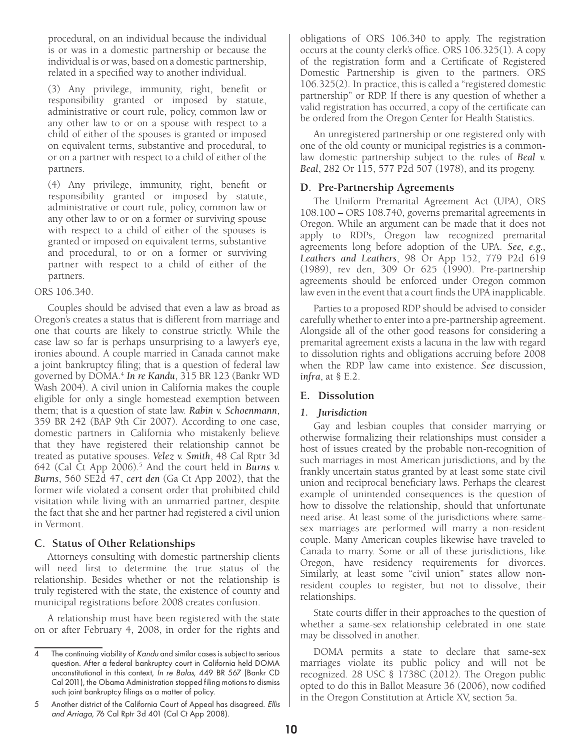procedural, on an individual because the individual is or was in a domestic partnership or because the individual is or was, based on a domestic partnership, related in a specified way to another individual.

(3) Any privilege, immunity, right, benefit or responsibility granted or imposed by statute, administrative or court rule, policy, common law or any other law to or on a spouse with respect to a child of either of the spouses is granted or imposed on equivalent terms, substantive and procedural, to or on a partner with respect to a child of either of the partners.

(4) Any privilege, immunity, right, benefit or responsibility granted or imposed by statute, administrative or court rule, policy, common law or any other law to or on a former or surviving spouse with respect to a child of either of the spouses is granted or imposed on equivalent terms, substantive and procedural, to or on a former or surviving partner with respect to a child of either of the partners.

ORS 106.340.

Couples should be advised that even a law as broad as Oregon's creates a status that is different from marriage and one that courts are likely to construe strictly. While the case law so far is perhaps unsurprising to a lawyer's eye, ironies abound. A couple married in Canada cannot make a joint bankruptcy filing; that is a question of federal law governed by DOMA.[4] ***In re Kandu***, 315 BR 123 (Bankr WD Wash 2004). A civil union in California makes the couple eligible for only a single homestead exemption between them; that is a question of state law. ***Rabin v. Schoenmann***, 359 BR 242 (BAP 9th Cir 2007). According to one case, domestic partners in California who mistakenly believe that they have registered their relationship cannot be treated as putative spouses. ***Velez v. Smith***, 48 Cal Rptr 3d 642 (Cal Ct App 2006).[5] And the court held in ***Burns v. Burns***, 560 SE2d 47, ***cert den*** (Ga Ct App 2002), that the former wife violated a consent order that prohibited child visitation while living with an unmarried partner, despite the fact that she and her partner had registered a civil union in Vermont.

## C. Status of Other Relationships

Attorneys consulting with domestic partnership clients will need first to determine the true status of the relationship. Besides whether or not the relationship is truly registered with the state, the existence of county and municipal registrations before 2008 creates confusion.

A relationship must have been registered with the state on or after February 4, 2008, in order for the rights and obligations of ORS 106.340 to apply. The registration occurs at the county clerk's office. ORS 106.325(1). A copy of the registration form and a Certificate of Registered Domestic Partnership is given to the partners. ORS 106.325(2). In practice, this is called a "registered domestic partnership" or RDP. If there is any question of whether a valid registration has occurred, a copy of the certificate can be ordered from the Oregon Center for Health Statistics.

An unregistered partnership or one registered only with one of the old county or municipal registries is a common-law domestic partnership subject to the rules of ***Beal v. Beal***, 282 Or 115, 577 P2d 507 (1978), and its progeny.

## D. Pre-Partnership Agreements

The Uniform Premarital Agreement Act (UPA), ORS 108.100 – ORS 108.740, governs premarital agreements in Oregon. While an argument can be made that it does not apply to RDPs, Oregon law recognized premarital agreements long before adoption of the UPA. ***See, e.g., Leathers and Leathers***, 98 Or App 152, 779 P2d 619 (1989), rev den, 309 Or 625 (1990). Pre-partnership agreements should be enforced under Oregon common law even in the event that a court finds the UPA inapplicable.

Parties to a proposed RDP should be advised to consider carefully whether to enter into a pre-partnership agreement. Alongside all of the other good reasons for considering a premarital agreement exists a lacuna in the law with regard to dissolution rights and obligations accruing before 2008 when the RDP law came into existence. ***See*** discussion, ***infra***, at § E.2.

## E. Dissolution

### 1. Jurisdiction

Gay and lesbian couples that consider marrying or otherwise formalizing their relationships must consider a host of issues created by the probable non-recognition of such marriages in most American jurisdictions, and by the frankly uncertain status granted by at least some state civil union and reciprocal beneficiary laws. Perhaps the clearest example of unintended consequences is the question of how to dissolve the relationship, should that unfortunate need arise. At least some of the jurisdictions where same-sex marriages are performed will marry a non-resident couple. Many American couples likewise have traveled to Canada to marry. Some or all of these jurisdictions, like Oregon, have residency requirements for divorces. Similarly, at least some "civil union" states allow non-resident couples to register, but not to dissolve, their relationships.

State courts differ in their approaches to the question of whether a same-sex relationship celebrated in one state may be dissolved in another.

DOMA permits a state to declare that same-sex marriages violate its public policy and will not be recognized. 28 USC § 1738C (2012). The Oregon public opted to do this in Ballot Measure 36 (2006), now codified in the Oregon Constitution at Article XV, section 5a.

---

[4] The continuing viability of *Kandu* and similar cases is subject to serious question. After a federal bankruptcy court in California held DOMA unconstitutional in this context, *In re Balas,* 449 BR 567 (Bankr CD Cal 2011), the Obama Administration stopped filing motions to dismiss such joint bankruptcy filings as a matter of policy.

[5] Another district of the California Court of Appeal has disagreed. *Ellis and Arriaga*, 76 Cal Rptr 3d 401 (Cal Ct App 2008).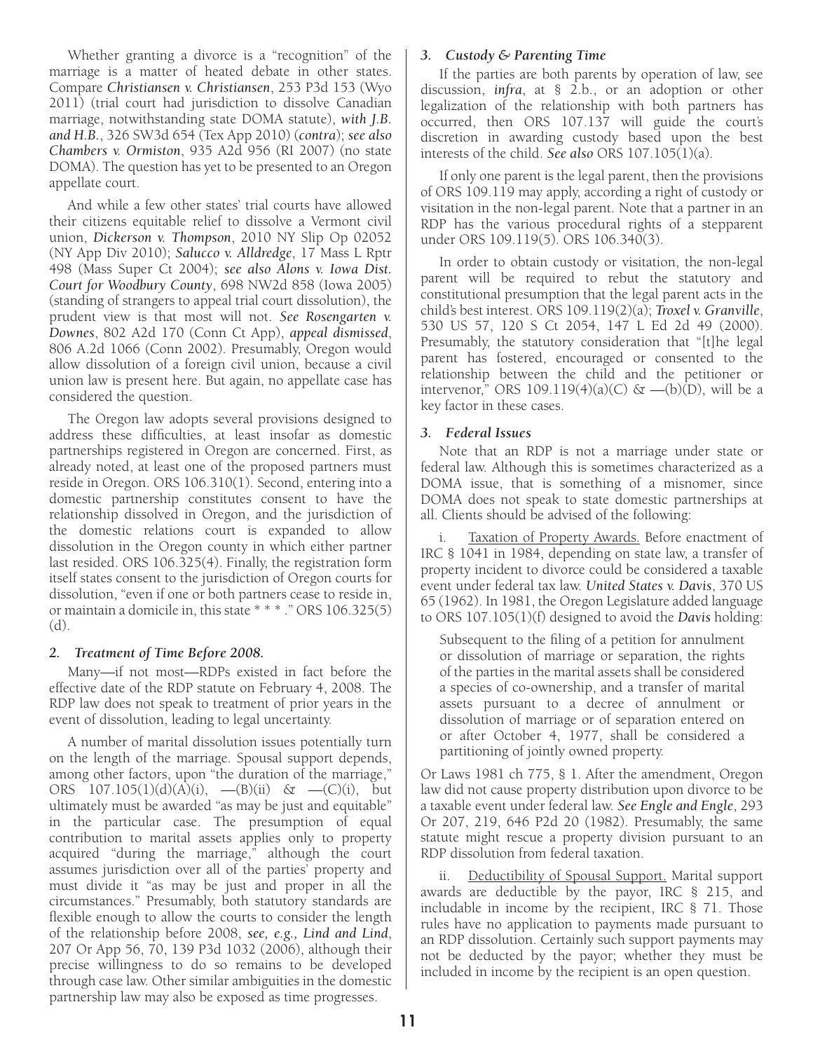Whether granting a divorce is a "recognition" of the marriage is a matter of heated debate in other states. Compare ***Christiansen v. Christiansen***, 253 P3d 153 (Wyo 2011) (trial court had jurisdiction to dissolve Canadian marriage, notwithstanding state DOMA statute), ***with J.B. and H.B.***, 326 SW3d 654 (Tex App 2010) (*contra*); ***see also Chambers v. Ormiston***, 935 A2d 956 (RI 2007) (no state DOMA). The question has yet to be presented to an Oregon appellate court.

And while a few other states' trial courts have allowed their citizens equitable relief to dissolve a Vermont civil union, ***Dickerson v. Thompson***, 2010 NY Slip Op 02052 (NY App Div 2010); ***Salucco v. Alldredge***, 17 Mass L Rptr 498 (Mass Super Ct 2004); ***see also Alons v. Iowa Dist. Court for Woodbury County***, 698 NW2d 858 (Iowa 2005) (standing of strangers to appeal trial court dissolution), the prudent view is that most will not. ***See Rosengarten v. Downes***, 802 A2d 170 (Conn Ct App), ***appeal dismissed***, 806 A.2d 1066 (Conn 2002). Presumably, Oregon would allow dissolution of a foreign civil union, because a civil union law is present here. But again, no appellate case has considered the question.

The Oregon law adopts several provisions designed to address these difficulties, at least insofar as domestic partnerships registered in Oregon are concerned. First, as already noted, at least one of the proposed partners must reside in Oregon. ORS 106.310(1). Second, entering into a domestic partnership constitutes consent to have the relationship dissolved in Oregon, and the jurisdiction of the domestic relations court is expanded to allow dissolution in the Oregon county in which either partner last resided. ORS 106.325(4). Finally, the registration form itself states consent to the jurisdiction of Oregon courts for dissolution, "even if one or both partners cease to reside in, or maintain a domicile in, this state * * * ." ORS 106.325(5)(d).

### *2. Treatment of Time Before 2008.*

Many—if not most—RDPs existed in fact before the effective date of the RDP statute on February 4, 2008. The RDP law does not speak to treatment of prior years in the event of dissolution, leading to legal uncertainty.

A number of marital dissolution issues potentially turn on the length of the marriage. Spousal support depends, among other factors, upon "the duration of the marriage," ORS 107.105(1)(d)(A)(i), —(B)(ii) & —(C)(i), but ultimately must be awarded "as may be just and equitable" in the particular case. The presumption of equal contribution to marital assets applies only to property acquired "during the marriage," although the court assumes jurisdiction over all of the parties' property and must divide it "as may be just and proper in all the circumstances." Presumably, both statutory standards are flexible enough to allow the courts to consider the length of the relationship before 2008, ***see, e.g., Lind and Lind***, 207 Or App 56, 70, 139 P3d 1032 (2006), although their precise willingness to do so remains to be developed through case law. Other similar ambiguities in the domestic partnership law may also be exposed as time progresses.

### *3. Custody & Parenting Time*

If the parties are both parents by operation of law, see discussion, ***infra***, at § 2.b., or an adoption or other legalization of the relationship with both partners has occurred, then ORS 107.137 will guide the court's discretion in awarding custody based upon the best interests of the child. ***See also*** ORS 107.105(1)(a).

If only one parent is the legal parent, then the provisions of ORS 109.119 may apply, according a right of custody or visitation in the non-legal parent. Note that a partner in an RDP has the various procedural rights of a stepparent under ORS 109.119(5). ORS 106.340(3).

In order to obtain custody or visitation, the non-legal parent will be required to rebut the statutory and constitutional presumption that the legal parent acts in the child's best interest. ORS 109.119(2)(a); ***Troxel v. Granville***, 530 US 57, 120 S Ct 2054, 147 L Ed 2d 49 (2000). Presumably, the statutory consideration that "[t]he legal parent has fostered, encouraged or consented to the relationship between the child and the petitioner or intervenor," ORS 109.119(4)(a)(C) & —(b)(D), will be a key factor in these cases.

### *3. Federal Issues*

Note that an RDP is not a marriage under state or federal law. Although this is sometimes characterized as a DOMA issue, that is something of a misnomer, since DOMA does not speak to state domestic partnerships at all. Clients should be advised of the following:

i. Taxation of Property Awards. Before enactment of IRC § 1041 in 1984, depending on state law, a transfer of property incident to divorce could be considered a taxable event under federal tax law. ***United States v. Davis***, 370 US 65 (1962). In 1981, the Oregon Legislature added language to ORS 107.105(1)(f) designed to avoid the ***Davis*** holding:

> Subsequent to the filing of a petition for annulment or dissolution of marriage or separation, the rights of the parties in the marital assets shall be considered a species of co-ownership, and a transfer of marital assets pursuant to a decree of annulment or dissolution of marriage or of separation entered on or after October 4, 1977, shall be considered a partitioning of jointly owned property.

Or Laws 1981 ch 775, § 1. After the amendment, Oregon law did not cause property distribution upon divorce to be a taxable event under federal law. ***See Engle and Engle***, 293 Or 207, 219, 646 P2d 20 (1982). Presumably, the same statute might rescue a property division pursuant to an RDP dissolution from federal taxation.

ii. Deductibility of Spousal Support. Marital support awards are deductible by the payor, IRC § 215, and includable in income by the recipient, IRC § 71. Those rules have no application to payments made pursuant to an RDP dissolution. Certainly such support payments may not be deducted by the payor; whether they must be included in income by the recipient is an open question.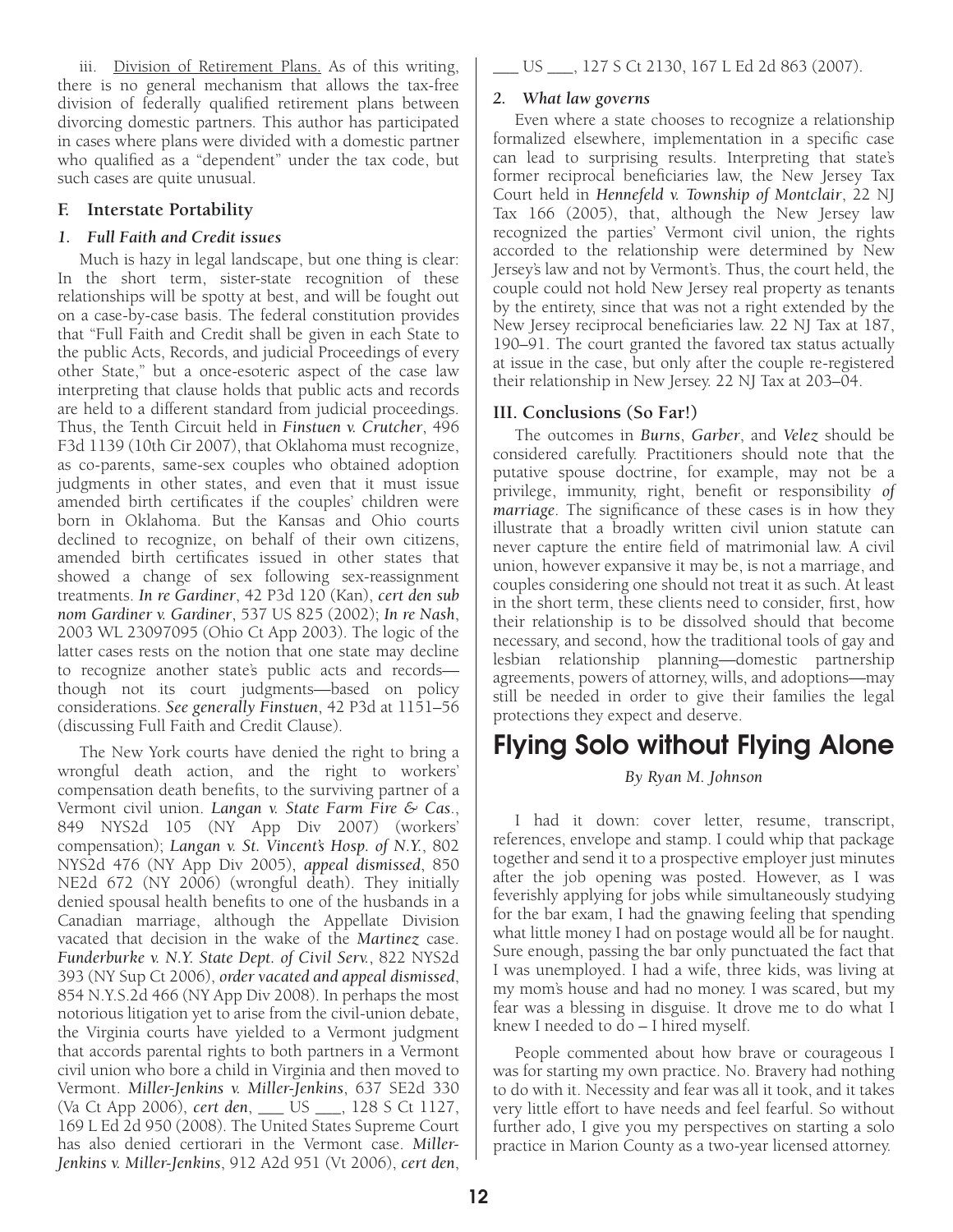iii. Division of Retirement Plans. As of this writing, there is no general mechanism that allows the tax-free division of federally qualified retirement plans between divorcing domestic partners. This author has participated in cases where plans were divided with a domestic partner who qualified as a "dependent" under the tax code, but such cases are quite unusual.

### F. Interstate Portability

#### *1. Full Faith and Credit issues*

Much is hazy in legal landscape, but one thing is clear: In the short term, sister-state recognition of these relationships will be spotty at best, and will be fought out on a case-by-case basis. The federal constitution provides that "Full Faith and Credit shall be given in each State to the public Acts, Records, and judicial Proceedings of every other State," but a once-esoteric aspect of the case law interpreting that clause holds that public acts and records are held to a different standard from judicial proceedings. Thus, the Tenth Circuit held in ***Finstuen v. Crutcher***, 496 F3d 1139 (10th Cir 2007), that Oklahoma must recognize, as co-parents, same-sex couples who obtained adoption judgments in other states, and even that it must issue amended birth certificates if the couples' children were born in Oklahoma. But the Kansas and Ohio courts declined to recognize, on behalf of their own citizens, amended birth certificates issued in other states that showed a change of sex following sex-reassignment treatments. ***In re Gardiner***, 42 P3d 120 (Kan), *cert den sub nom Gardiner v. Gardiner*, 537 US 825 (2002); ***In re Nash***, 2003 WL 23097095 (Ohio Ct App 2003). The logic of the latter cases rests on the notion that one state may decline to recognize another state's public acts and records—though not its court judgments—based on policy considerations. *See generally* ***Finstuen***, 42 P3d at 1151–56 (discussing Full Faith and Credit Clause).

The New York courts have denied the right to bring a wrongful death action, and the right to workers' compensation death benefits, to the surviving partner of a Vermont civil union. ***Langan v. State Farm Fire & Cas.***, 849 NYS2d 105 (NY App Div 2007) (workers' compensation); ***Langan v. St. Vincent's Hosp. of N.Y.***, 802 NYS2d 476 (NY App Div 2005), *appeal dismissed*, 850 NE2d 672 (NY 2006) (wrongful death). They initially denied spousal health benefits to one of the husbands in a Canadian marriage, although the Appellate Division vacated that decision in the wake of the ***Martinez*** case. ***Funderburke v. N.Y. State Dept. of Civil Serv.***, 822 NYS2d 393 (NY Sup Ct 2006), *order vacated and appeal dismissed*, 854 N.Y.S.2d 466 (NY App Div 2008). In perhaps the most notorious litigation yet to arise from the civil-union debate, the Virginia courts have yielded to a Vermont judgment that accords parental rights to both partners in a Vermont civil union who bore a child in Virginia and then moved to Vermont. ***Miller-Jenkins v. Miller-Jenkins***, 637 SE2d 330 (Va Ct App 2006), *cert den*, ___ US ___, 128 S Ct 1127, 169 L Ed 2d 950 (2008). The United States Supreme Court has also denied certiorari in the Vermont case. ***Miller-Jenkins v. Miller-Jenkins***, 912 A2d 951 (Vt 2006), *cert den*, ___ US ___, 127 S Ct 2130, 167 L Ed 2d 863 (2007).

#### *2. What law governs*

Even where a state chooses to recognize a relationship formalized elsewhere, implementation in a specific case can lead to surprising results. Interpreting that state's former reciprocal beneficiaries law, the New Jersey Tax Court held in ***Hennefeld v. Township of Montclair***, 22 NJ Tax 166 (2005), that, although the New Jersey law recognized the parties' Vermont civil union, the rights accorded to the relationship were determined by New Jersey's law and not by Vermont's. Thus, the court held, the couple could not hold New Jersey real property as tenants by the entirety, since that was not a right extended by the New Jersey reciprocal beneficiaries law. 22 NJ Tax at 187, 190–91. The court granted the favored tax status actually at issue in the case, but only after the couple re-registered their relationship in New Jersey. 22 NJ Tax at 203–04.

### III. Conclusions (So Far!)

The outcomes in ***Burns***, ***Garber***, and ***Velez*** should be considered carefully. Practitioners should note that the putative spouse doctrine, for example, may not be a privilege, immunity, right, benefit or responsibility *of marriage*. The significance of these cases is in how they illustrate that a broadly written civil union statute can never capture the entire field of matrimonial law. A civil union, however expansive it may be, is not a marriage, and couples considering one should not treat it as such. At least in the short term, these clients need to consider, first, how their relationship is to be dissolved should that become necessary, and second, how the traditional tools of gay and lesbian relationship planning—domestic partnership agreements, powers of attorney, wills, and adoptions—may still be needed in order to give their families the legal protections they expect and deserve.

# Flying Solo without Flying Alone

*By Ryan M. Johnson*

I had it down: cover letter, resume, transcript, references, envelope and stamp. I could whip that package together and send it to a prospective employer just minutes after the job opening was posted. However, as I was feverishly applying for jobs while simultaneously studying for the bar exam, I had the gnawing feeling that spending what little money I had on postage would all be for naught. Sure enough, passing the bar only punctuated the fact that I was unemployed. I had a wife, three kids, was living at my mom's house and had no money. I was scared, but my fear was a blessing in disguise. It drove me to do what I knew I needed to do – I hired myself.

People commented about how brave or courageous I was for starting my own practice. No. Bravery had nothing to do with it. Necessity and fear was all it took, and it takes very little effort to have needs and feel fearful. So without further ado, I give you my perspectives on starting a solo practice in Marion County as a two-year licensed attorney.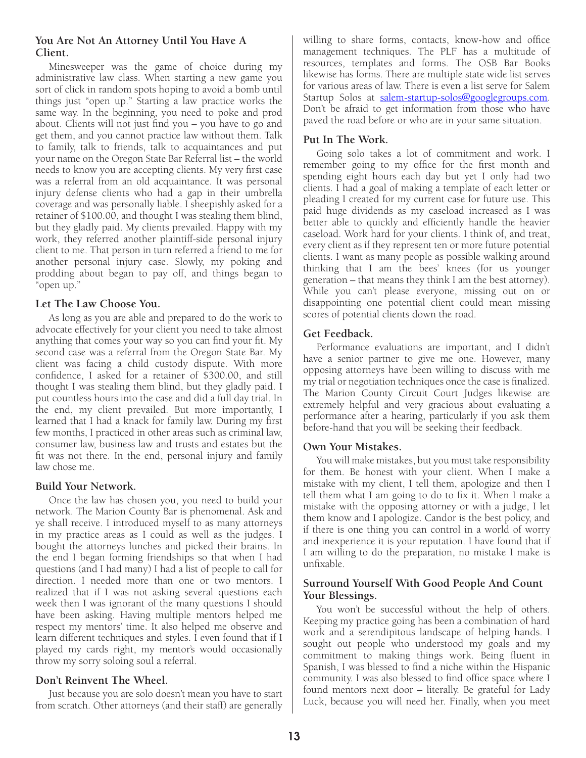### You Are Not An Attorney Until You Have A Client.

Minesweeper was the game of choice during my administrative law class. When starting a new game you sort of click in random spots hoping to avoid a bomb until things just "open up." Starting a law practice works the same way. In the beginning, you need to poke and prod about. Clients will not just find you – you have to go and get them, and you cannot practice law without them. Talk to family, talk to friends, talk to acquaintances and put your name on the Oregon State Bar Referral list – the world needs to know you are accepting clients. My very first case was a referral from an old acquaintance. It was personal injury defense clients who had a gap in their umbrella coverage and was personally liable. I sheepishly asked for a retainer of $100.00, and thought I was stealing them blind, but they gladly paid. My clients prevailed. Happy with my work, they referred another plaintiff-side personal injury client to me. That person in turn referred a friend to me for another personal injury case. Slowly, my poking and prodding about began to pay off, and things began to "open up."

### Let The Law Choose You.

As long as you are able and prepared to do the work to advocate effectively for your client you need to take almost anything that comes your way so you can find your fit. My second case was a referral from the Oregon State Bar. My client was facing a child custody dispute. With more confidence, I asked for a retainer of $300.00, and still thought I was stealing them blind, but they gladly paid. I put countless hours into the case and did a full day trial. In the end, my client prevailed. But more importantly, I learned that I had a knack for family law. During my first few months, I practiced in other areas such as criminal law, consumer law, business law and trusts and estates but the fit was not there. In the end, personal injury and family law chose me.

### Build Your Network.

Once the law has chosen you, you need to build your network. The Marion County Bar is phenomenal. Ask and ye shall receive. I introduced myself to as many attorneys in my practice areas as I could as well as the judges. I bought the attorneys lunches and picked their brains. In the end I began forming friendships so that when I had questions (and I had many) I had a list of people to call for direction. I needed more than one or two mentors. I realized that if I was not asking several questions each week then I was ignorant of the many questions I should have been asking. Having multiple mentors helped me respect my mentors' time. It also helped me observe and learn different techniques and styles. I even found that if I played my cards right, my mentor's would occasionally throw my sorry soloing soul a referral.

### Don't Reinvent The Wheel.

Just because you are solo doesn't mean you have to start from scratch. Other attorneys (and their staff) are generally willing to share forms, contacts, know-how and office management techniques. The PLF has a multitude of resources, templates and forms. The OSB Bar Books likewise has forms. There are multiple state wide list serves for various areas of law. There is even a list serve for Salem Startup Solos at salem-startup-solos@googlegroups.com. Don't be afraid to get information from those who have paved the road before or who are in your same situation.

### Put In The Work.

Going solo takes a lot of commitment and work. I remember going to my office for the first month and spending eight hours each day but yet I only had two clients. I had a goal of making a template of each letter or pleading I created for my current case for future use. This paid huge dividends as my caseload increased as I was better able to quickly and efficiently handle the heavier caseload. Work hard for your clients. I think of, and treat, every client as if they represent ten or more future potential clients. I want as many people as possible walking around thinking that I am the bees' knees (for us younger generation – that means they think I am the best attorney). While you can't please everyone, missing out on or disappointing one potential client could mean missing scores of potential clients down the road.

### Get Feedback.

Performance evaluations are important, and I didn't have a senior partner to give me one. However, many opposing attorneys have been willing to discuss with me my trial or negotiation techniques once the case is finalized. The Marion County Circuit Court Judges likewise are extremely helpful and very gracious about evaluating a performance after a hearing, particularly if you ask them before-hand that you will be seeking their feedback.

### Own Your Mistakes.

You will make mistakes, but you must take responsibility for them. Be honest with your client. When I make a mistake with my client, I tell them, apologize and then I tell them what I am going to do to fix it. When I make a mistake with the opposing attorney or with a judge, I let them know and I apologize. Candor is the best policy, and if there is one thing you can control in a world of worry and inexperience it is your reputation. I have found that if I am willing to do the preparation, no mistake I make is unfixable.

### Surround Yourself With Good People And Count Your Blessings.

You won't be successful without the help of others. Keeping my practice going has been a combination of hard work and a serendipitous landscape of helping hands. I sought out people who understood my goals and my commitment to making things work. Being fluent in Spanish, I was blessed to find a niche within the Hispanic community. I was also blessed to find office space where I found mentors next door – literally. Be grateful for Lady Luck, because you will need her. Finally, when you meet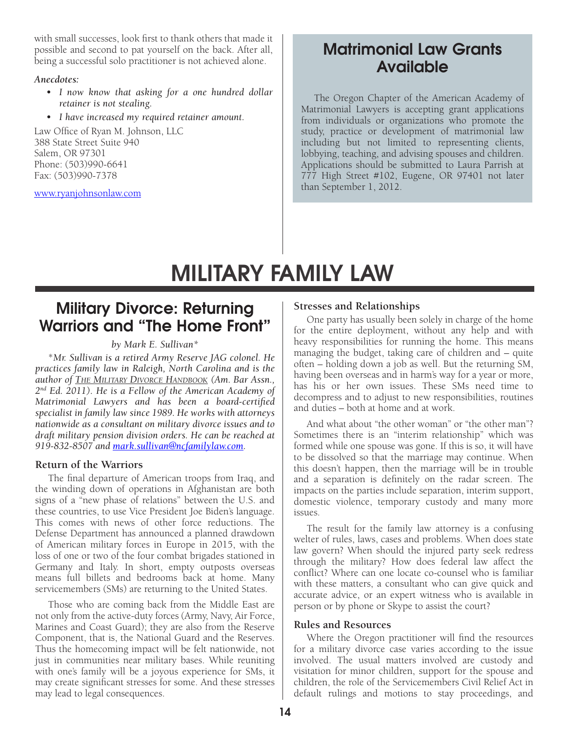with small successes, look first to thank others that made it possible and second to pat yourself on the back. After all, being a successful solo practitioner is not achieved alone.

***Anecdotes:***

- *I now know that asking for a one hundred dollar retainer is not stealing.*
- *I have increased my required retainer amount.*

Law Office of Ryan M. Johnson, LLC
388 State Street Suite 940
Salem, OR 97301
Phone: (503)990-6641
Fax: (503)990-7378

www.ryanjohnsonlaw.com

## Matrimonial Law Grants Available

The Oregon Chapter of the American Academy of Matrimonial Lawyers is accepting grant applications from individuals or organizations who promote the study, practice or development of matrimonial law including but not limited to representing clients, lobbying, teaching, and advising spouses and children. Applications should be submitted to Laura Parrish at 777 High Street #102, Eugene, OR 97401 not later than September 1, 2012.

# MILITARY FAMILY LAW

## Military Divorce: Returning Warriors and "The Home Front"

*by Mark E. Sullivan\**

*\*Mr. Sullivan is a retired Army Reserve JAG colonel. He practices family law in Raleigh, North Carolina and is the author of THE MILITARY DIVORCE HANDBOOK (Am. Bar Assn., 2nd Ed. 2011). He is a Fellow of the American Academy of Matrimonial Lawyers and has been a board-certified specialist in family law since 1989. He works with attorneys nationwide as a consultant on military divorce issues and to draft military pension division orders. He can be reached at 919-832-8507 and mark.sullivan@ncfamilylaw.com.*

### Return of the Warriors

The final departure of American troops from Iraq, and the winding down of operations in Afghanistan are both signs of a "new phase of relations" between the U.S. and these countries, to use Vice President Joe Biden's language. This comes with news of other force reductions. The Defense Department has announced a planned drawdown of American military forces in Europe in 2015, with the loss of one or two of the four combat brigades stationed in Germany and Italy. In short, empty outposts overseas means full billets and bedrooms back at home. Many servicemembers (SMs) are returning to the United States.

Those who are coming back from the Middle East are not only from the active-duty forces (Army, Navy, Air Force, Marines and Coast Guard); they are also from the Reserve Component, that is, the National Guard and the Reserves. Thus the homecoming impact will be felt nationwide, not just in communities near military bases. While reuniting with one's family will be a joyous experience for SMs, it may create significant stresses for some. And these stresses may lead to legal consequences.

### Stresses and Relationships

One party has usually been solely in charge of the home for the entire deployment, without any help and with heavy responsibilities for running the home. This means managing the budget, taking care of children and – quite often – holding down a job as well. But the returning SM, having been overseas and in harm's way for a year or more, has his or her own issues. These SMs need time to decompress and to adjust to new responsibilities, routines and duties – both at home and at work.

And what about "the other woman" or "the other man"? Sometimes there is an "interim relationship" which was formed while one spouse was gone. If this is so, it will have to be dissolved so that the marriage may continue. When this doesn't happen, then the marriage will be in trouble and a separation is definitely on the radar screen. The impacts on the parties include separation, interim support, domestic violence, temporary custody and many more issues.

The result for the family law attorney is a confusing welter of rules, laws, cases and problems. When does state law govern? When should the injured party seek redress through the military? How does federal law affect the conflict? Where can one locate co-counsel who is familiar with these matters, a consultant who can give quick and accurate advice, or an expert witness who is available in person or by phone or Skype to assist the court?

### Rules and Resources

Where the Oregon practitioner will find the resources for a military divorce case varies according to the issue involved. The usual matters involved are custody and visitation for minor children, support for the spouse and children, the role of the Servicemembers Civil Relief Act in default rulings and motions to stay proceedings, and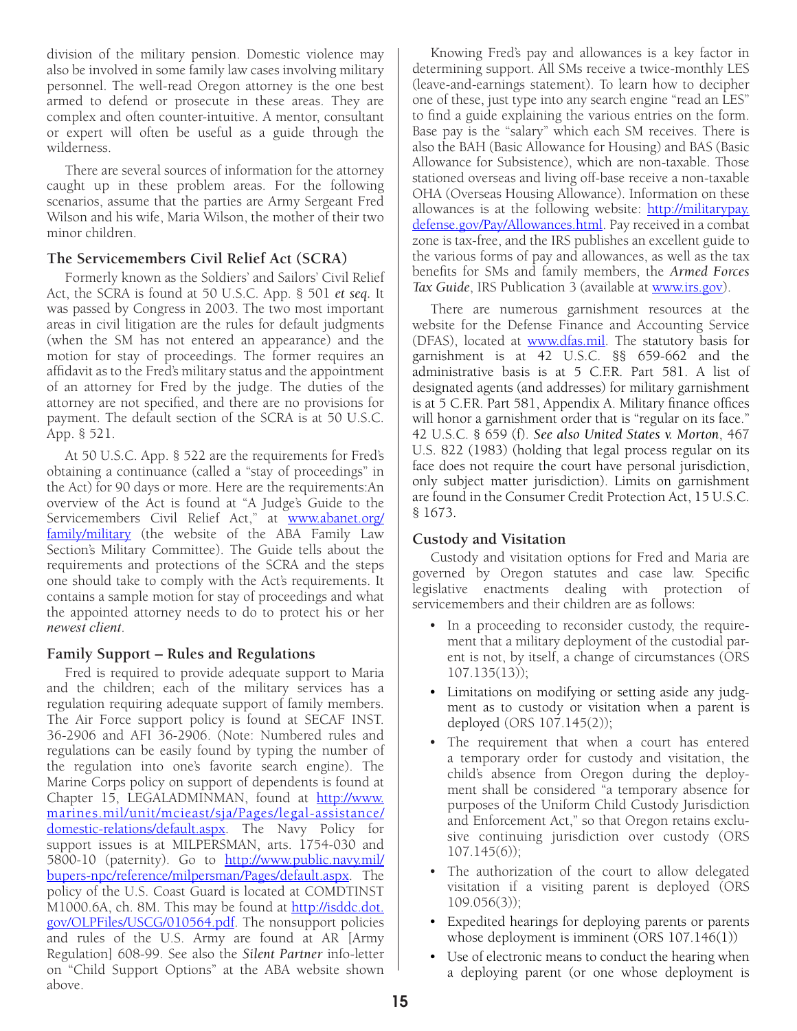division of the military pension. Domestic violence may also be involved in some family law cases involving military personnel. The well-read Oregon attorney is the one best armed to defend or prosecute in these areas. They are complex and often counter-intuitive. A mentor, consultant or expert will often be useful as a guide through the wilderness.

There are several sources of information for the attorney caught up in these problem areas. For the following scenarios, assume that the parties are Army Sergeant Fred Wilson and his wife, Maria Wilson, the mother of their two minor children.

### The Servicemembers Civil Relief Act (SCRA)

Formerly known as the Soldiers' and Sailors' Civil Relief Act, the SCRA is found at 50 U.S.C. App. § 501 *et seq.* It was passed by Congress in 2003. The two most important areas in civil litigation are the rules for default judgments (when the SM has not entered an appearance) and the motion for stay of proceedings. The former requires an affidavit as to the Fred's military status and the appointment of an attorney for Fred by the judge. The duties of the attorney are not specified, and there are no provisions for payment. The default section of the SCRA is at 50 U.S.C. App. § 521.

At 50 U.S.C. App. § 522 are the requirements for Fred's obtaining a continuance (called a "stay of proceedings" in the Act) for 90 days or more. Here are the requirements:An overview of the Act is found at "A Judge's Guide to the Servicemembers Civil Relief Act," at www.abanet.org/family/military (the website of the ABA Family Law Section's Military Committee). The Guide tells about the requirements and protections of the SCRA and the steps one should take to comply with the Act's requirements. It contains a sample motion for stay of proceedings and what the appointed attorney needs to do to protect his or her *newest client*.

### Family Support – Rules and Regulations

Fred is required to provide adequate support to Maria and the children; each of the military services has a regulation requiring adequate support of family members. The Air Force support policy is found at SECAF INST. 36-2906 and AFI 36-2906. (Note: Numbered rules and regulations can be easily found by typing the number of the regulation into one's favorite search engine). The Marine Corps policy on support of dependents is found at Chapter 15, LEGALADMINMAN, found at http://www.marines.mil/unit/mcieast/sja/Pages/legal-assistance/domestic-relations/default.aspx. The Navy Policy for support issues is at MILPERSMAN, arts. 1754-030 and 5800-10 (paternity). Go to http://www.public.navy.mil/bupers-npc/reference/milpersman/Pages/default.aspx. The policy of the U.S. Coast Guard is located at COMDTINST M1000.6A, ch. 8M. This may be found at http://isddc.dot.gov/OLPFiles/USCG/010564.pdf. The nonsupport policies and rules of the U.S. Army are found at AR [Army Regulation] 608-99. See also the *Silent Partner* info-letter on "Child Support Options" at the ABA website shown above.

Knowing Fred's pay and allowances is a key factor in determining support. All SMs receive a twice-monthly LES (leave-and-earnings statement). To learn how to decipher one of these, just type into any search engine "read an LES" to find a guide explaining the various entries on the form. Base pay is the "salary" which each SM receives. There is also the BAH (Basic Allowance for Housing) and BAS (Basic Allowance for Subsistence), which are non-taxable. Those stationed overseas and living off-base receive a non-taxable OHA (Overseas Housing Allowance). Information on these allowances is at the following website: http://militarypay.defense.gov/Pay/Allowances.html. Pay received in a combat zone is tax-free, and the IRS publishes an excellent guide to the various forms of pay and allowances, as well as the tax benefits for SMs and family members, the *Armed Forces Tax Guide*, IRS Publication 3 (available at www.irs.gov).

There are numerous garnishment resources at the website for the Defense Finance and Accounting Service (DFAS), located at www.dfas.mil. The statutory basis for garnishment is at 42 U.S.C. §§ 659-662 and the administrative basis is at 5 C.F.R. Part 581. A list of designated agents (and addresses) for military garnishment is at 5 C.F.R. Part 581, Appendix A. Military finance offices will honor a garnishment order that is "regular on its face." 42 U.S.C. § 659 (f). *See also United States v. Morton*, 467 U.S. 822 (1983) (holding that legal process regular on its face does not require the court have personal jurisdiction, only subject matter jurisdiction). Limits on garnishment are found in the Consumer Credit Protection Act, 15 U.S.C. § 1673.

### Custody and Visitation

Custody and visitation options for Fred and Maria are governed by Oregon statutes and case law. Specific legislative enactments dealing with protection of servicemembers and their children are as follows:

- In a proceeding to reconsider custody, the requirement that a military deployment of the custodial parent is not, by itself, a change of circumstances (ORS 107.135(13));
- Limitations on modifying or setting aside any judgment as to custody or visitation when a parent is deployed (ORS 107.145(2));
- The requirement that when a court has entered a temporary order for custody and visitation, the child's absence from Oregon during the deployment shall be considered "a temporary absence for purposes of the Uniform Child Custody Jurisdiction and Enforcement Act," so that Oregon retains exclusive continuing jurisdiction over custody (ORS 107.145(6));
- The authorization of the court to allow delegated visitation if a visiting parent is deployed (ORS 109.056(3));
- Expedited hearings for deploying parents or parents whose deployment is imminent (ORS 107.146(1))
- Use of electronic means to conduct the hearing when a deploying parent (or one whose deployment is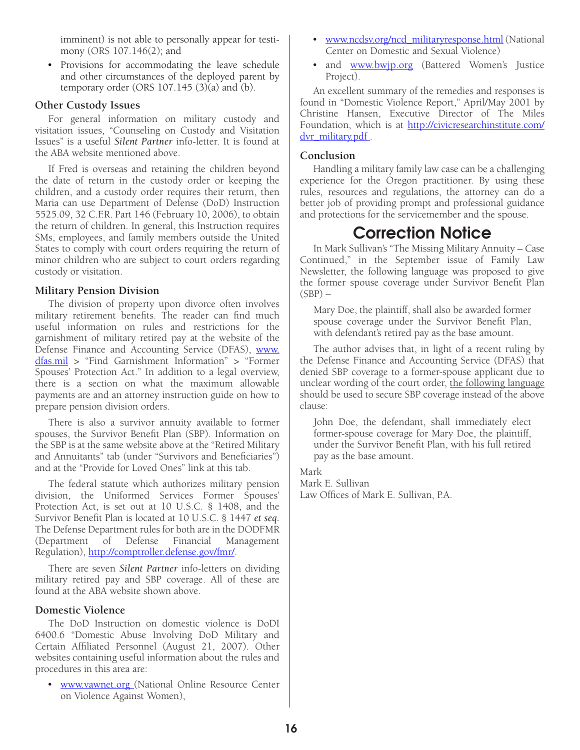imminent) is not able to personally appear for testimony (ORS 107.146(2); and

- Provisions for accommodating the leave schedule and other circumstances of the deployed parent by temporary order (ORS 107.145 (3)(a) and (b).

### Other Custody Issues

For general information on military custody and visitation issues, "Counseling on Custody and Visitation Issues" is a useful *Silent Partner* info-letter. It is found at the ABA website mentioned above.

If Fred is overseas and retaining the children beyond the date of return in the custody order or keeping the children, and a custody order requires their return, then Maria can use Department of Defense (DoD) Instruction 5525.09, 32 C.F.R. Part 146 (February 10, 2006), to obtain the return of children. In general, this Instruction requires SMs, employees, and family members outside the United States to comply with court orders requiring the return of minor children who are subject to court orders regarding custody or visitation.

### Military Pension Division

The division of property upon divorce often involves military retirement benefits. The reader can find much useful information on rules and restrictions for the garnishment of military retired pay at the website of the Defense Finance and Accounting Service (DFAS), www.dfas.mil > "Find Garnishment Information" > "Former Spouses' Protection Act." In addition to a legal overview, there is a section on what the maximum allowable payments are and an attorney instruction guide on how to prepare pension division orders.

There is also a survivor annuity available to former spouses, the Survivor Benefit Plan (SBP). Information on the SBP is at the same website above at the "Retired Military and Annuitants" tab (under "Survivors and Beneficiaries") and at the "Provide for Loved Ones" link at this tab.

The federal statute which authorizes military pension division, the Uniformed Services Former Spouses' Protection Act, is set out at 10 U.S.C. § 1408, and the Survivor Benefit Plan is located at 10 U.S.C. § 1447 *et seq.* The Defense Department rules for both are in the DODFMR (Department of Defense Financial Management Regulation), http://comptroller.defense.gov/fmr/.

There are seven *Silent Partner* info-letters on dividing military retired pay and SBP coverage. All of these are found at the ABA website shown above.

### Domestic Violence

The DoD Instruction on domestic violence is DoDI 6400.6 "Domestic Abuse Involving DoD Military and Certain Affiliated Personnel (August 21, 2007). Other websites containing useful information about the rules and procedures in this area are:

- www.vawnet.org (National Online Resource Center on Violence Against Women),
- www.ncdsv.org/ncd_militaryresponse.html (National Center on Domestic and Sexual Violence)
- and www.bwjp.org (Battered Women's Justice Project).

An excellent summary of the remedies and responses is found in "Domestic Violence Report," April/May 2001 by Christine Hansen, Executive Director of The Miles Foundation, which is at http://civicresearchinstitute.com/dvr_military.pdf .

### Conclusion

Handling a military family law case can be a challenging experience for the Oregon practitioner. By using these rules, resources and regulations, the attorney can do a better job of providing prompt and professional guidance and protections for the servicemember and the spouse.

## Correction Notice

In Mark Sullivan's "The Missing Military Annuity – Case Continued," in the September issue of Family Law Newsletter, the following language was proposed to give the former spouse coverage under Survivor Benefit Plan (SBP) –

> Mary Doe, the plaintiff, shall also be awarded former spouse coverage under the Survivor Benefit Plan, with defendant's retired pay as the base amount.

The author advises that, in light of a recent ruling by the Defense Finance and Accounting Service (DFAS) that denied SBP coverage to a former-spouse applicant due to unclear wording of the court order, the following language should be used to secure SBP coverage instead of the above clause:

> John Doe, the defendant, shall immediately elect former-spouse coverage for Mary Doe, the plaintiff, under the Survivor Benefit Plan, with his full retired pay as the base amount.

Mark  
Mark E. Sullivan  
Law Offices of Mark E. Sullivan, P.A.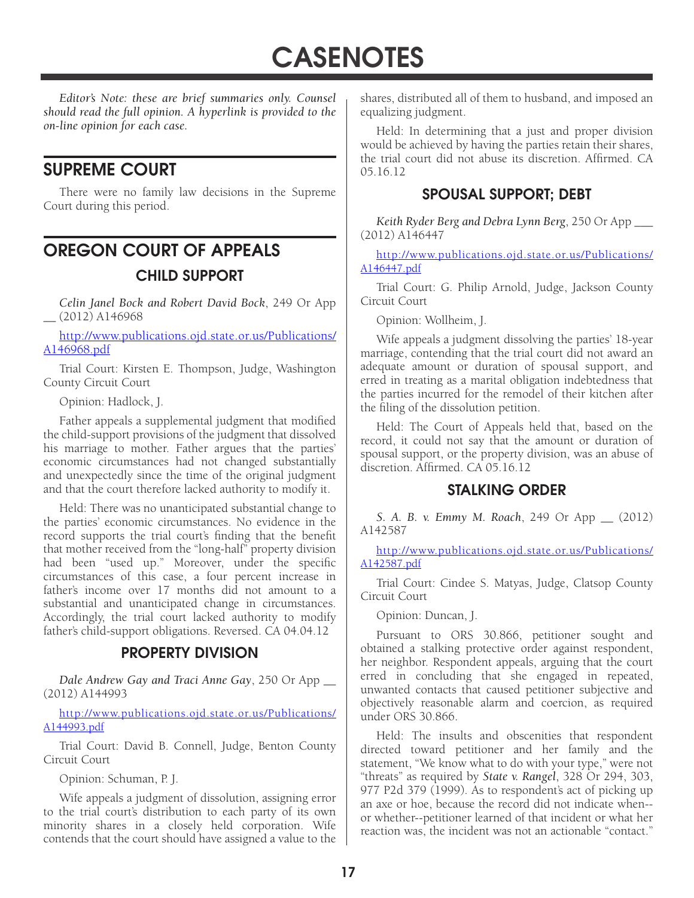# CASENOTES

*Editor's Note: these are brief summaries only. Counsel should read the full opinion. A hyperlink is provided to the on-line opinion for each case.*

## SUPREME COURT

There were no family law decisions in the Supreme Court during this period.

## OREGON COURT OF APPEALS

### CHILD SUPPORT

*Celin Janel Bock and Robert David Bock*, 249 Or App __ (2012) A146968

http://www.publications.ojd.state.or.us/Publications/A146968.pdf

Trial Court: Kirsten E. Thompson, Judge, Washington County Circuit Court

Opinion: Hadlock, J.

Father appeals a supplemental judgment that modified the child-support provisions of the judgment that dissolved his marriage to mother. Father argues that the parties' economic circumstances had not changed substantially and unexpectedly since the time of the original judgment and that the court therefore lacked authority to modify it.

Held: There was no unanticipated substantial change to the parties' economic circumstances. No evidence in the record supports the trial court's finding that the benefit that mother received from the "long-half" property division had been "used up." Moreover, under the specific circumstances of this case, a four percent increase in father's income over 17 months did not amount to a substantial and unanticipated change in circumstances. Accordingly, the trial court lacked authority to modify father's child-support obligations. Reversed. CA 04.04.12

### PROPERTY DIVISION

*Dale Andrew Gay and Traci Anne Gay*, 250 Or App __ (2012) A144993

http://www.publications.ojd.state.or.us/Publications/A144993.pdf

Trial Court: David B. Connell, Judge, Benton County Circuit Court

Opinion: Schuman, P. J.

Wife appeals a judgment of dissolution, assigning error to the trial court's distribution to each party of its own minority shares in a closely held corporation. Wife contends that the court should have assigned a value to the shares, distributed all of them to husband, and imposed an equalizing judgment.

Held: In determining that a just and proper division would be achieved by having the parties retain their shares, the trial court did not abuse its discretion. Affirmed. CA 05.16.12

### SPOUSAL SUPPORT; DEBT

*Keith Ryder Berg and Debra Lynn Berg*, 250 Or App ___ (2012) A146447

http://www.publications.ojd.state.or.us/Publications/A146447.pdf

Trial Court: G. Philip Arnold, Judge, Jackson County Circuit Court

Opinion: Wollheim, J.

Wife appeals a judgment dissolving the parties' 18-year marriage, contending that the trial court did not award an adequate amount or duration of spousal support, and erred in treating as a marital obligation indebtedness that the parties incurred for the remodel of their kitchen after the filing of the dissolution petition.

Held: The Court of Appeals held that, based on the record, it could not say that the amount or duration of spousal support, or the property division, was an abuse of discretion. Affirmed. CA 05.16.12

### STALKING ORDER

*S. A. B. v. Emmy M. Roach*, 249 Or App __ (2012) A142587

http://www.publications.ojd.state.or.us/Publications/A142587.pdf

Trial Court: Cindee S. Matyas, Judge, Clatsop County Circuit Court

Opinion: Duncan, J.

Pursuant to ORS 30.866, petitioner sought and obtained a stalking protective order against respondent, her neighbor. Respondent appeals, arguing that the court erred in concluding that she engaged in repeated, unwanted contacts that caused petitioner subjective and objectively reasonable alarm and coercion, as required under ORS 30.866.

Held: The insults and obscenities that respondent directed toward petitioner and her family and the statement, "We know what to do with your type," were not "threats" as required by *State v. Rangel*, 328 Or 294, 303, 977 P2d 379 (1999). As to respondent's act of picking up an axe or hoe, because the record did not indicate when--or whether--petitioner learned of that incident or what her reaction was, the incident was not an actionable "contact."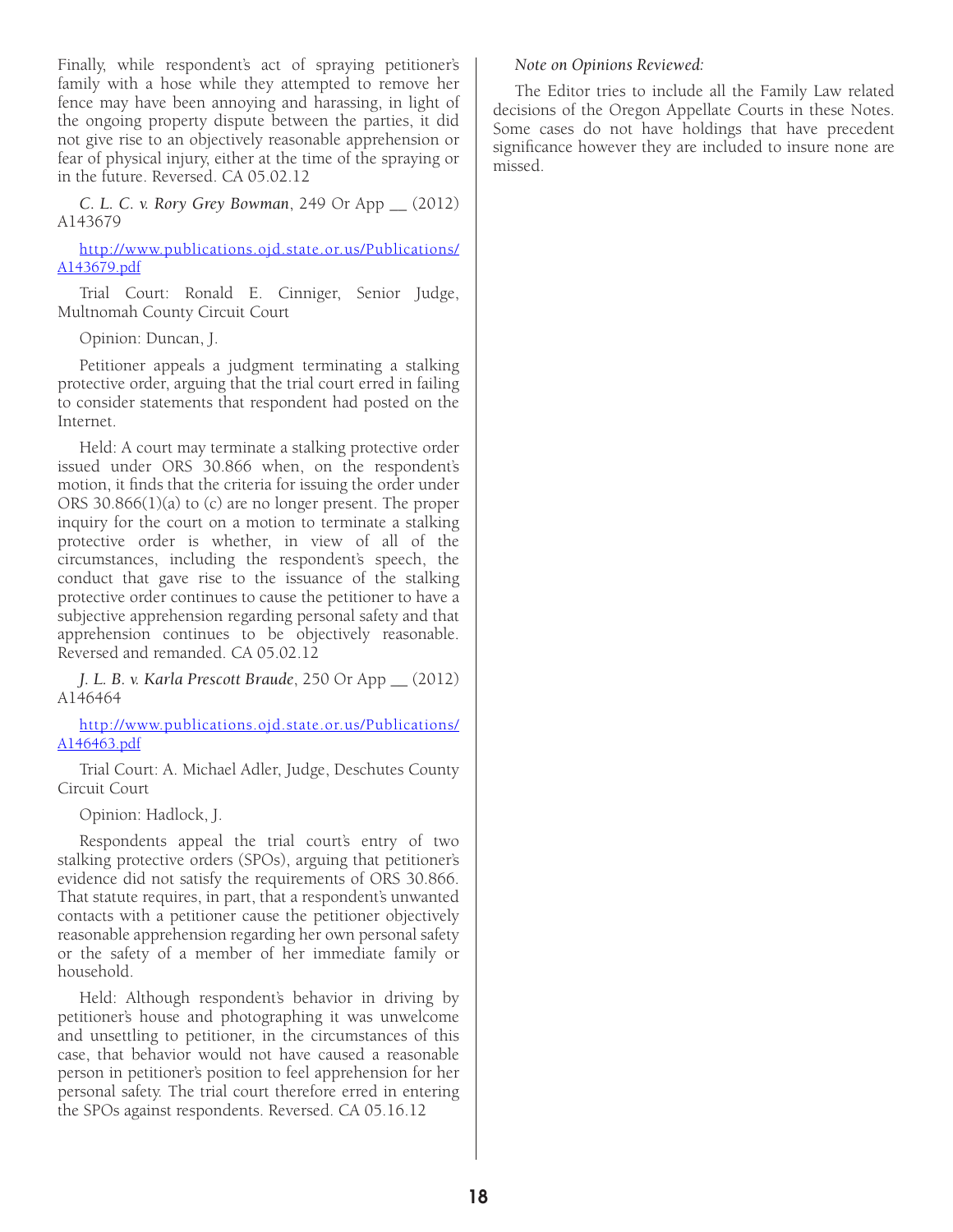Finally, while respondent's act of spraying petitioner's family with a hose while they attempted to remove her fence may have been annoying and harassing, in light of the ongoing property dispute between the parties, it did not give rise to an objectively reasonable apprehension or fear of physical injury, either at the time of the spraying or in the future. Reversed. CA 05.02.12

*C. L. C. v. Rory Grey Bowman*, 249 Or App __ (2012) A143679

http://www.publications.ojd.state.or.us/Publications/A143679.pdf

Trial Court: Ronald E. Cinniger, Senior Judge, Multnomah County Circuit Court

Opinion: Duncan, J.

Petitioner appeals a judgment terminating a stalking protective order, arguing that the trial court erred in failing to consider statements that respondent had posted on the Internet.

Held: A court may terminate a stalking protective order issued under ORS 30.866 when, on the respondent's motion, it finds that the criteria for issuing the order under ORS 30.866(1)(a) to (c) are no longer present. The proper inquiry for the court on a motion to terminate a stalking protective order is whether, in view of all of the circumstances, including the respondent's speech, the conduct that gave rise to the issuance of the stalking protective order continues to cause the petitioner to have a subjective apprehension regarding personal safety and that apprehension continues to be objectively reasonable. Reversed and remanded. CA 05.02.12

*J. L. B. v. Karla Prescott Braude*, 250 Or App __ (2012) A146464

http://www.publications.ojd.state.or.us/Publications/A146463.pdf

Trial Court: A. Michael Adler, Judge, Deschutes County Circuit Court

Opinion: Hadlock, J.

Respondents appeal the trial court's entry of two stalking protective orders (SPOs), arguing that petitioner's evidence did not satisfy the requirements of ORS 30.866. That statute requires, in part, that a respondent's unwanted contacts with a petitioner cause the petitioner objectively reasonable apprehension regarding her own personal safety or the safety of a member of her immediate family or household.

Held: Although respondent's behavior in driving by petitioner's house and photographing it was unwelcome and unsettling to petitioner, in the circumstances of this case, that behavior would not have caused a reasonable person in petitioner's position to feel apprehension for her personal safety. The trial court therefore erred in entering the SPOs against respondents. Reversed. CA 05.16.12

*Note on Opinions Reviewed:*

The Editor tries to include all the Family Law related decisions of the Oregon Appellate Courts in these Notes. Some cases do not have holdings that have precedent significance however they are included to insure none are missed.